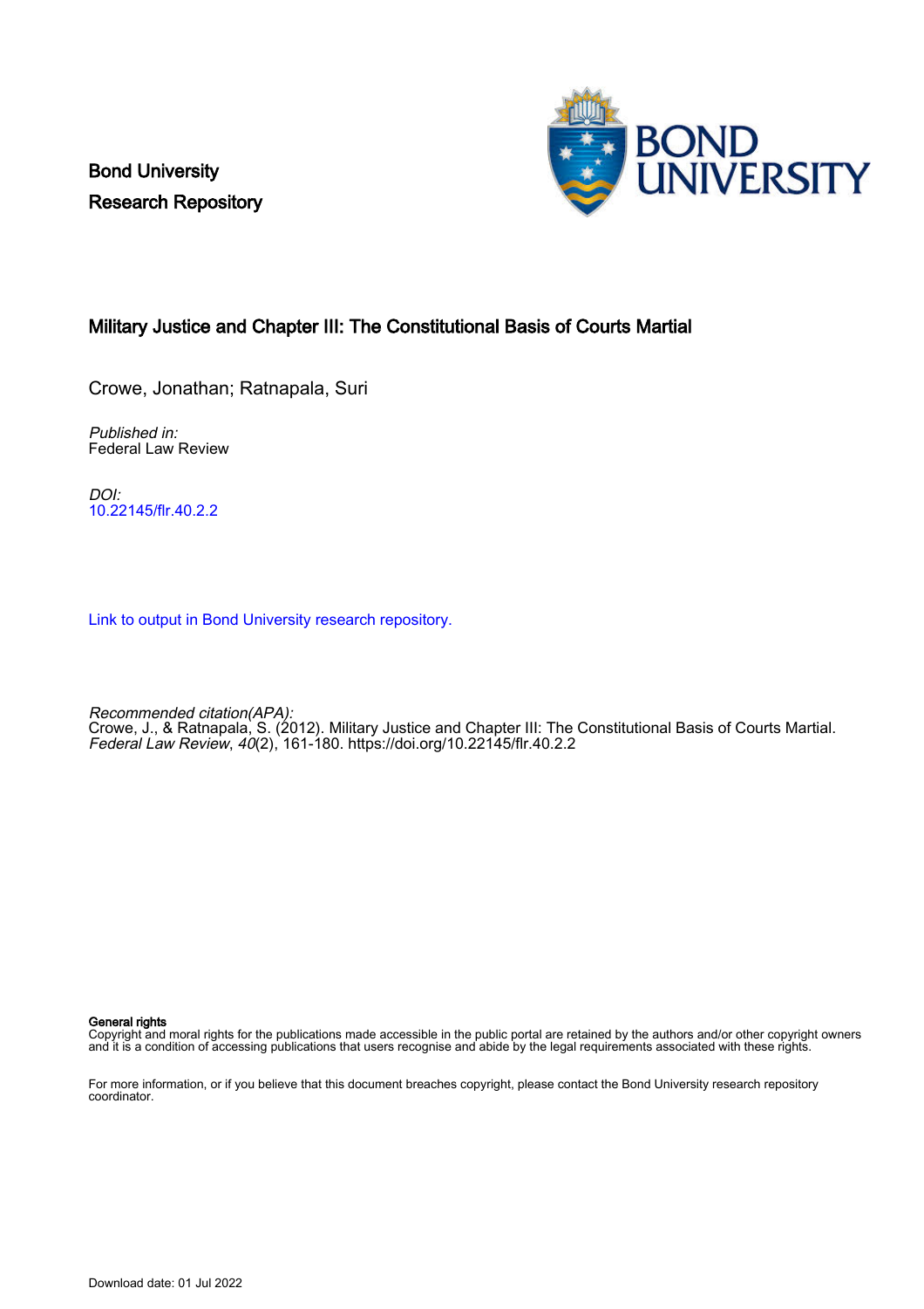Bond University
Research Repository

# Military Justice and Chapter III: The Constitutional Basis of Courts Martial

Crowe, Jonathan; Ratnapala, Suri

*Published in:*
Federal Law Review

*DOI:*
10.22145/flr.40.2.2

Link to output in Bond University research repository.

*Recommended citation(APA):*
Crowe, J., & Ratnapala, S. (2012). Military Justice and Chapter III: The Constitutional Basis of Courts Martial. *Federal Law Review*, *40*(2), 161-180. https://doi.org/10.22145/flr.40.2.2

**General rights**
Copyright and moral rights for the publications made accessible in the public portal are retained by the authors and/or other copyright owners and it is a condition of accessing publications that users recognise and abide by the legal requirements associated with these rights.

For more information, or if you believe that this document breaches copyright, please contact the Bond University research repository coordinator.

Download date: 01 Jul 2022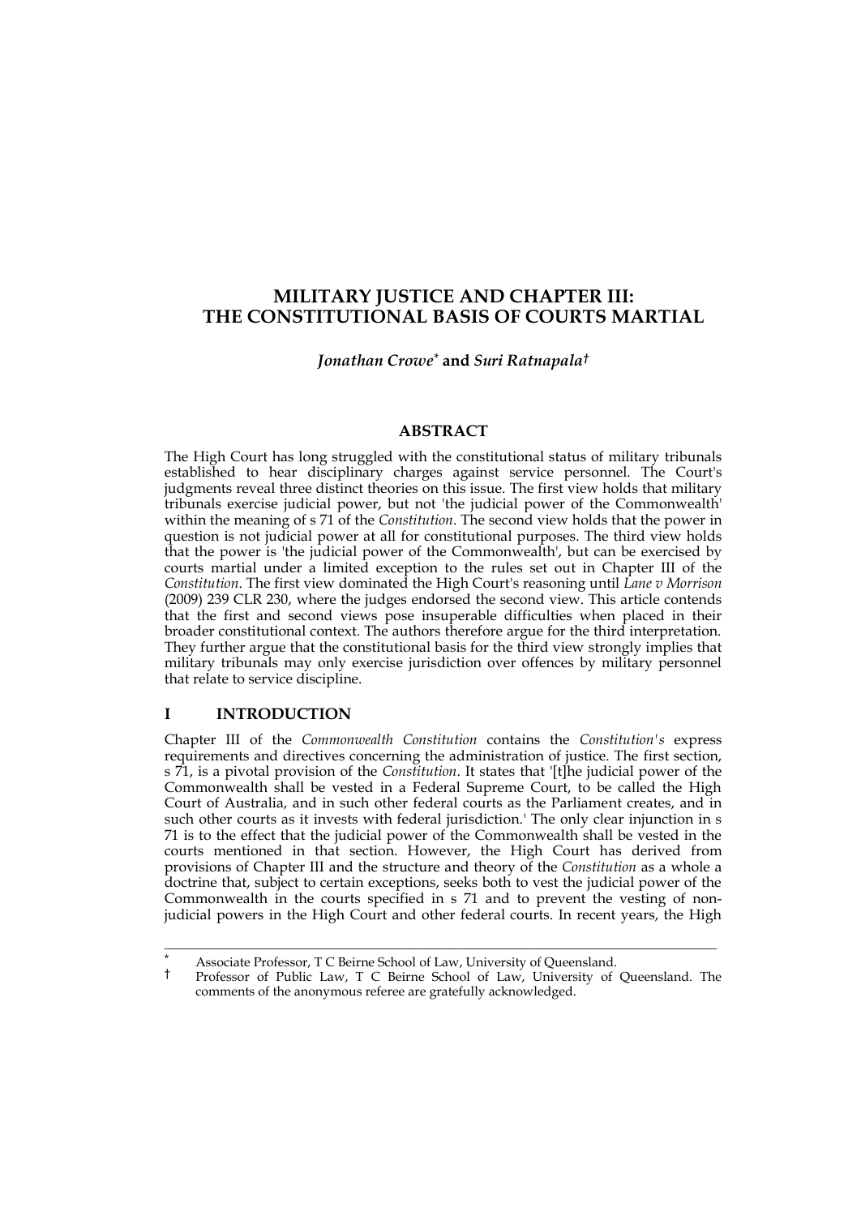# MILITARY JUSTICE AND CHAPTER III: THE CONSTITUTIONAL BASIS OF COURTS MARTIAL

***Jonathan Crowe*[*]** **and** ***Suri Ratnapala*[†]**

## ABSTRACT

The High Court has long struggled with the constitutional status of military tribunals established to hear disciplinary charges against service personnel. The Court's judgments reveal three distinct theories on this issue. The first view holds that military tribunals exercise judicial power, but not 'the judicial power of the Commonwealth' within the meaning of s 71 of the *Constitution*. The second view holds that the power in question is not judicial power at all for constitutional purposes. The third view holds that the power is 'the judicial power of the Commonwealth', but can be exercised by courts martial under a limited exception to the rules set out in Chapter III of the *Constitution*. The first view dominated the High Court's reasoning until *Lane v Morrison* (2009) 239 CLR 230, where the judges endorsed the second view. This article contends that the first and second views pose insuperable difficulties when placed in their broader constitutional context. The authors therefore argue for the third interpretation. They further argue that the constitutional basis for the third view strongly implies that military tribunals may only exercise jurisdiction over offences by military personnel that relate to service discipline.

## I INTRODUCTION

Chapter III of the *Commonwealth Constitution* contains the *Constitution's* express requirements and directives concerning the administration of justice. The first section, s 71, is a pivotal provision of the *Constitution*. It states that '[t]he judicial power of the Commonwealth shall be vested in a Federal Supreme Court, to be called the High Court of Australia, and in such other federal courts as the Parliament creates, and in such other courts as it invests with federal jurisdiction.' The only clear injunction in s 71 is to the effect that the judicial power of the Commonwealth shall be vested in the courts mentioned in that section. However, the High Court has derived from provisions of Chapter III and the structure and theory of the *Constitution* as a whole a doctrine that, subject to certain exceptions, seeks both to vest the judicial power of the Commonwealth in the courts specified in s 71 and to prevent the vesting of non-judicial powers in the High Court and other federal courts. In recent years, the High

---

[*] Associate Professor, T C Beirne School of Law, University of Queensland.

[†] Professor of Public Law, T C Beirne School of Law, University of Queensland. The comments of the anonymous referee are gratefully acknowledged.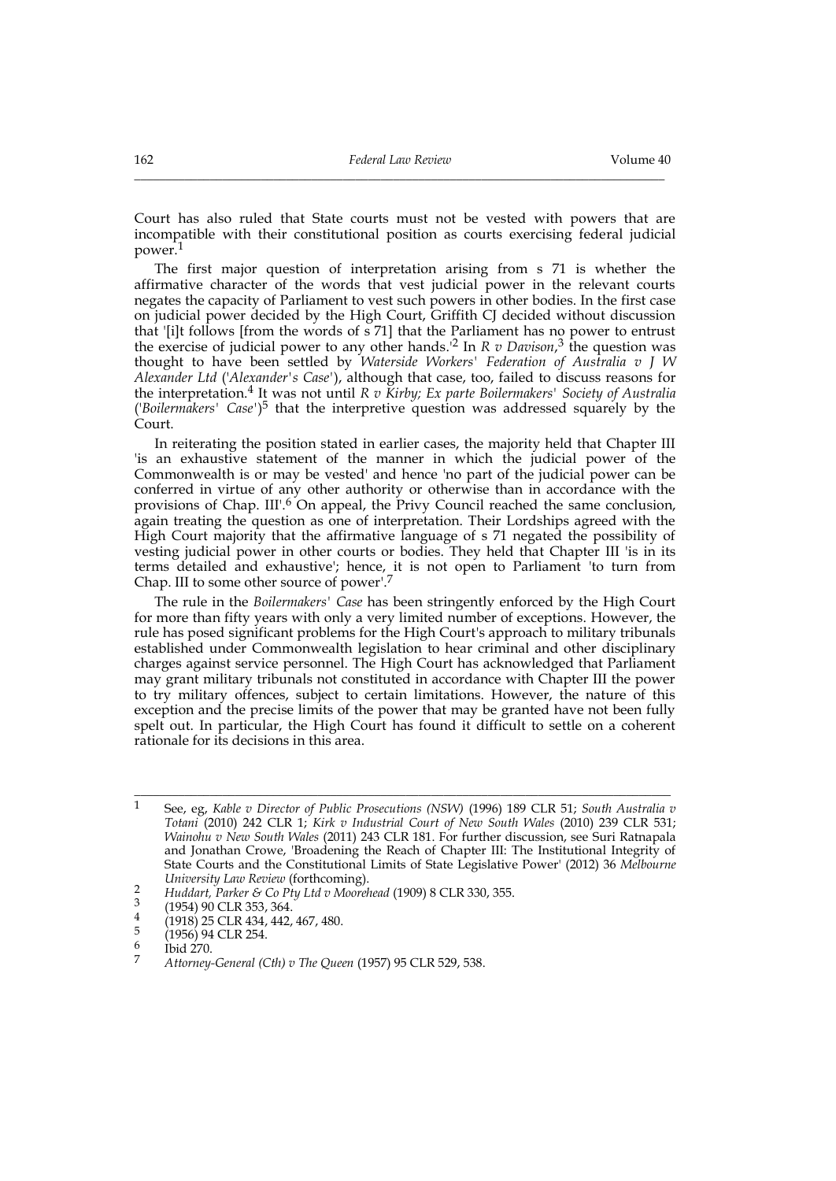Court has also ruled that State courts must not be vested with powers that are incompatible with their constitutional position as courts exercising federal judicial power.[1]

The first major question of interpretation arising from s 71 is whether the affirmative character of the words that vest judicial power in the relevant courts negates the capacity of Parliament to vest such powers in other bodies. In the first case on judicial power decided by the High Court, Griffith CJ decided without discussion that '[i]t follows [from the words of s 71] that the Parliament has no power to entrust the exercise of judicial power to any other hands.'[2] In *R v Davison*,[3] the question was thought to have been settled by *Waterside Workers' Federation of Australia v J W Alexander Ltd* ('*Alexander's Case*'), although that case, too, failed to discuss reasons for the interpretation.[4] It was not until *R v Kirby; Ex parte Boilermakers' Society of Australia* ('*Boilermakers' Case*')[5] that the interpretive question was addressed squarely by the Court.

In reiterating the position stated in earlier cases, the majority held that Chapter III 'is an exhaustive statement of the manner in which the judicial power of the Commonwealth is or may be vested' and hence 'no part of the judicial power can be conferred in virtue of any other authority or otherwise than in accordance with the provisions of Chap. III'.[6] On appeal, the Privy Council reached the same conclusion, again treating the question as one of interpretation. Their Lordships agreed with the High Court majority that the affirmative language of s 71 negated the possibility of vesting judicial power in other courts or bodies. They held that Chapter III 'is in its terms detailed and exhaustive'; hence, it is not open to Parliament 'to turn from Chap. III to some other source of power'.[7]

The rule in the *Boilermakers' Case* has been stringently enforced by the High Court for more than fifty years with only a very limited number of exceptions. However, the rule has posed significant problems for the High Court's approach to military tribunals established under Commonwealth legislation to hear criminal and other disciplinary charges against service personnel. The High Court has acknowledged that Parliament may grant military tribunals not constituted in accordance with Chapter III the power to try military offences, subject to certain limitations. However, the nature of this exception and the precise limits of the power that may be granted have not been fully spelt out. In particular, the High Court has found it difficult to settle on a coherent rationale for its decisions in this area.

---

1 See, eg, *Kable v Director of Public Prosecutions (NSW)* (1996) 189 CLR 51; *South Australia v Totani* (2010) 242 CLR 1; *Kirk v Industrial Court of New South Wales* (2010) 239 CLR 531; *Wainohu v New South Wales* (2011) 243 CLR 181. For further discussion, see Suri Ratnapala and Jonathan Crowe, 'Broadening the Reach of Chapter III: The Institutional Integrity of State Courts and the Constitutional Limits of State Legislative Power' (2012) 36 *Melbourne University Law Review* (forthcoming).

2 *Huddart, Parker & Co Pty Ltd v Moorehead* (1909) 8 CLR 330, 355.

3 (1954) 90 CLR 353, 364.

4 (1918) 25 CLR 434, 442, 467, 480.

5 (1956) 94 CLR 254.

6 Ibid 270.

7 *Attorney-General (Cth) v The Queen* (1957) 95 CLR 529, 538.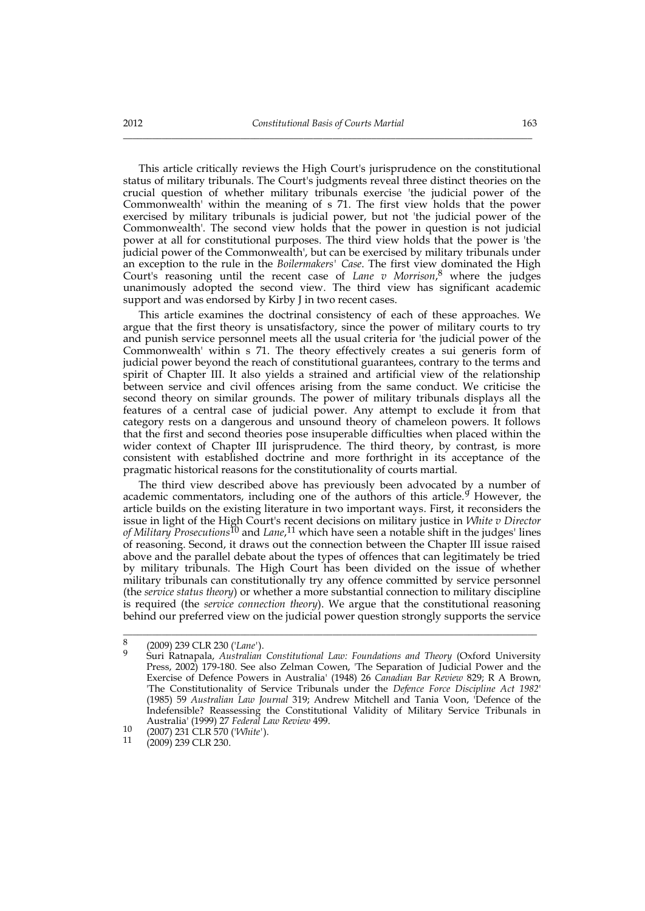This article critically reviews the High Court's jurisprudence on the constitutional status of military tribunals. The Court's judgments reveal three distinct theories on the crucial question of whether military tribunals exercise 'the judicial power of the Commonwealth' within the meaning of s 71. The first view holds that the power exercised by military tribunals is judicial power, but not 'the judicial power of the Commonwealth'. The second view holds that the power in question is not judicial power at all for constitutional purposes. The third view holds that the power is 'the judicial power of the Commonwealth', but can be exercised by military tribunals under an exception to the rule in the *Boilermakers' Case*. The first view dominated the High Court's reasoning until the recent case of *Lane v Morrison*,[8] where the judges unanimously adopted the second view. The third view has significant academic support and was endorsed by Kirby J in two recent cases.

This article examines the doctrinal consistency of each of these approaches. We argue that the first theory is unsatisfactory, since the power of military courts to try and punish service personnel meets all the usual criteria for 'the judicial power of the Commonwealth' within s 71. The theory effectively creates a sui generis form of judicial power beyond the reach of constitutional guarantees, contrary to the terms and spirit of Chapter III. It also yields a strained and artificial view of the relationship between service and civil offences arising from the same conduct. We criticise the second theory on similar grounds. The power of military tribunals displays all the features of a central case of judicial power. Any attempt to exclude it from that category rests on a dangerous and unsound theory of chameleon powers. It follows that the first and second theories pose insuperable difficulties when placed within the wider context of Chapter III jurisprudence. The third theory, by contrast, is more consistent with established doctrine and more forthright in its acceptance of the pragmatic historical reasons for the constitutionality of courts martial.

The third view described above has previously been advocated by a number of academic commentators, including one of the authors of this article.[9] However, the article builds on the existing literature in two important ways. First, it reconsiders the issue in light of the High Court's recent decisions on military justice in *White v Director of Military Prosecutions*[10] and *Lane*,[11] which have seen a notable shift in the judges' lines of reasoning. Second, it draws out the connection between the Chapter III issue raised above and the parallel debate about the types of offences that can legitimately be tried by military tribunals. The High Court has been divided on the issue of whether military tribunals can constitutionally try any offence committed by service personnel (the *service status theory*) or whether a more substantial connection to military discipline is required (the *service connection theory*). We argue that the constitutional reasoning behind our preferred view on the judicial power question strongly supports the service

---

8 (2009) 239 CLR 230 ('*Lane*').

9 Suri Ratnapala, *Australian Constitutional Law: Foundations and Theory* (Oxford University Press, 2002) 179-180. See also Zelman Cowen, 'The Separation of Judicial Power and the Exercise of Defence Powers in Australia' (1948) 26 *Canadian Bar Review* 829; R A Brown, 'The Constitutionality of Service Tribunals under the *Defence Force Discipline Act 1982*' (1985) 59 *Australian Law Journal* 319; Andrew Mitchell and Tania Voon, 'Defence of the Indefensible? Reassessing the Constitutional Validity of Military Service Tribunals in Australia' (1999) 27 *Federal Law Review* 499.

10 (2007) 231 CLR 570 ('*White*').

11 (2009) 239 CLR 230.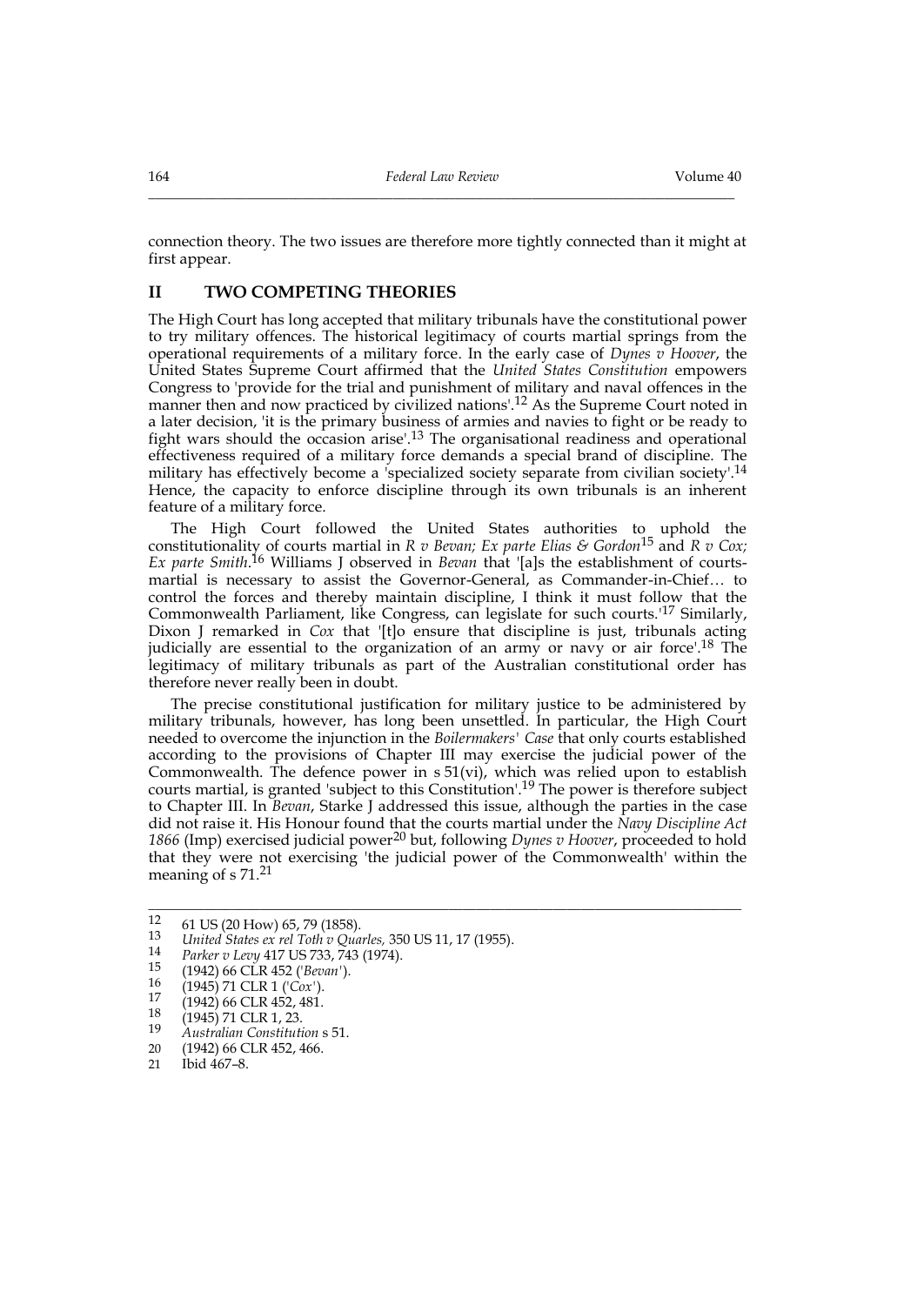connection theory. The two issues are therefore more tightly connected than it might at first appear.

## II TWO COMPETING THEORIES

The High Court has long accepted that military tribunals have the constitutional power to try military offences. The historical legitimacy of courts martial springs from the operational requirements of a military force. In the early case of *Dynes v Hoover*, the United States Supreme Court affirmed that the *United States Constitution* empowers Congress to 'provide for the trial and punishment of military and naval offences in the manner then and now practiced by civilized nations'.[12] As the Supreme Court noted in a later decision, 'it is the primary business of armies and navies to fight or be ready to fight wars should the occasion arise'.[13] The organisational readiness and operational effectiveness required of a military force demands a special brand of discipline. The military has effectively become a 'specialized society separate from civilian society'.[14] Hence, the capacity to enforce discipline through its own tribunals is an inherent feature of a military force.

The High Court followed the United States authorities to uphold the constitutionality of courts martial in *R v Bevan; Ex parte Elias & Gordon*[15] and *R v Cox; Ex parte Smith*.[16] Williams J observed in *Bevan* that '[a]s the establishment of courts-martial is necessary to assist the Governor-General, as Commander-in-Chief… to control the forces and thereby maintain discipline, I think it must follow that the Commonwealth Parliament, like Congress, can legislate for such courts.'[17] Similarly, Dixon J remarked in *Cox* that '[t]o ensure that discipline is just, tribunals acting judicially are essential to the organization of an army or navy or air force'.[18] The legitimacy of military tribunals as part of the Australian constitutional order has therefore never really been in doubt.

The precise constitutional justification for military justice to be administered by military tribunals, however, has long been unsettled. In particular, the High Court needed to overcome the injunction in the *Boilermakers' Case* that only courts established according to the provisions of Chapter III may exercise the judicial power of the Commonwealth. The defence power in s 51(vi), which was relied upon to establish courts martial, is granted 'subject to this Constitution'.[19] The power is therefore subject to Chapter III. In *Bevan*, Starke J addressed this issue, although the parties in the case did not raise it. His Honour found that the courts martial under the *Navy Discipline Act 1866* (Imp) exercised judicial power[20] but, following *Dynes v Hoover*, proceeded to hold that they were not exercising 'the judicial power of the Commonwealth' within the meaning of s 71.[21]

---

12 61 US (20 How) 65, 79 (1858).

13 *United States ex rel Toth v Quarles,* 350 US 11, 17 (1955).

14 *Parker v Levy* 417 US 733, 743 (1974).

15 (1942) 66 CLR 452 ('*Bevan*').

16 (1945) 71 CLR 1 ('*Cox*').

17 (1942) 66 CLR 452, 481.

18 (1945) 71 CLR 1, 23.

19 *Australian Constitution* s 51.

20 (1942) 66 CLR 452, 466.

21 Ibid 467–8.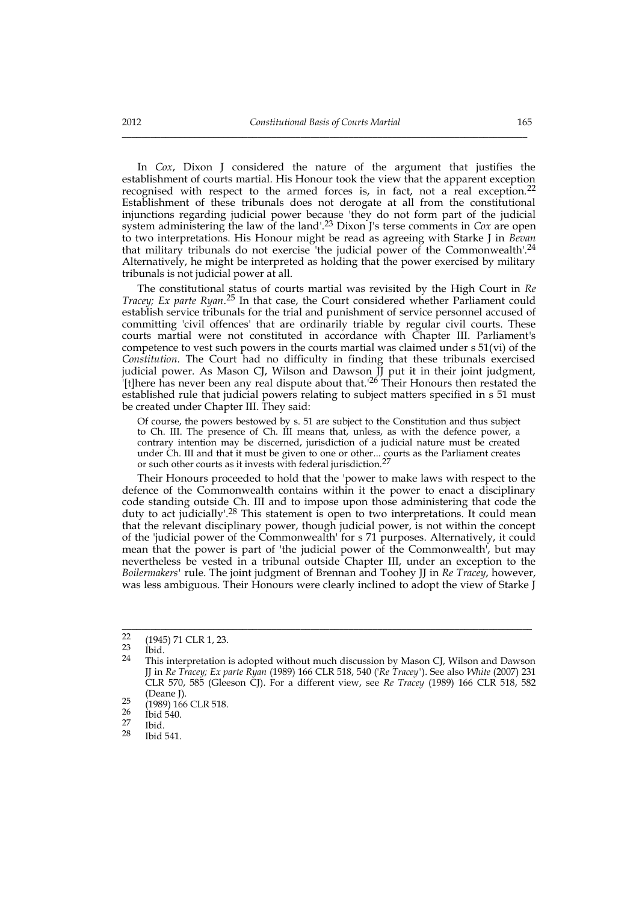In *Cox*, Dixon J considered the nature of the argument that justifies the establishment of courts martial. His Honour took the view that the apparent exception recognised with respect to the armed forces is, in fact, not a real exception.[22] Establishment of these tribunals does not derogate at all from the constitutional injunctions regarding judicial power because 'they do not form part of the judicial system administering the law of the land'.[23] Dixon J's terse comments in *Cox* are open to two interpretations. His Honour might be read as agreeing with Starke J in *Bevan* that military tribunals do not exercise 'the judicial power of the Commonwealth'.[24] Alternatively, he might be interpreted as holding that the power exercised by military tribunals is not judicial power at all.

The constitutional status of courts martial was revisited by the High Court in *Re Tracey; Ex parte Ryan*.[25] In that case, the Court considered whether Parliament could establish service tribunals for the trial and punishment of service personnel accused of committing 'civil offences' that are ordinarily triable by regular civil courts. These courts martial were not constituted in accordance with Chapter III. Parliament's competence to vest such powers in the courts martial was claimed under s 51(vi) of the *Constitution*. The Court had no difficulty in finding that these tribunals exercised judicial power. As Mason CJ, Wilson and Dawson JJ put it in their joint judgment, '[t]here has never been any real dispute about that.'[26] Their Honours then restated the established rule that judicial powers relating to subject matters specified in s 51 must be created under Chapter III. They said:

> Of course, the powers bestowed by s. 51 are subject to the Constitution and thus subject to Ch. III. The presence of Ch. III means that, unless, as with the defence power, a contrary intention may be discerned, jurisdiction of a judicial nature must be created under Ch. III and that it must be given to one or other... courts as the Parliament creates or such other courts as it invests with federal jurisdiction.[27]

Their Honours proceeded to hold that the 'power to make laws with respect to the defence of the Commonwealth contains within it the power to enact a disciplinary code standing outside Ch. III and to impose upon those administering that code the duty to act judicially'.[28] This statement is open to two interpretations. It could mean that the relevant disciplinary power, though judicial power, is not within the concept of the 'judicial power of the Commonwealth' for s 71 purposes. Alternatively, it could mean that the power is part of 'the judicial power of the Commonwealth', but may nevertheless be vested in a tribunal outside Chapter III, under an exception to the *Boilermakers'* rule. The joint judgment of Brennan and Toohey JJ in *Re Tracey*, however, was less ambiguous. Their Honours were clearly inclined to adopt the view of Starke J

---

22 (1945) 71 CLR 1, 23.

23 Ibid.

24 This interpretation is adopted without much discussion by Mason CJ, Wilson and Dawson JJ in *Re Tracey; Ex parte Ryan* (1989) 166 CLR 518, 540 ('*Re Tracey*'). See also *White* (2007) 231 CLR 570, 585 (Gleeson CJ). For a different view, see *Re Tracey* (1989) 166 CLR 518, 582 (Deane J).

25 (1989) 166 CLR 518.

26 Ibid 540.

27 Ibid.

28 Ibid 541.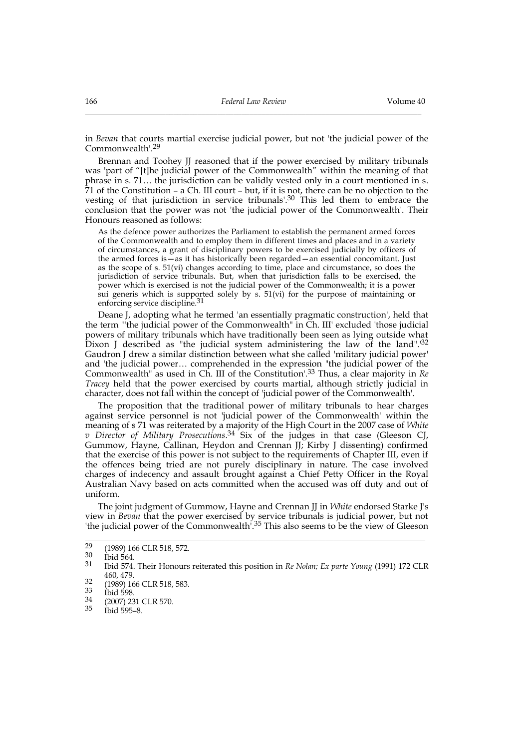in *Bevan* that courts martial exercise judicial power, but not 'the judicial power of the Commonwealth'.[29]

Brennan and Toohey JJ reasoned that if the power exercised by military tribunals was 'part of "[t]he judicial power of the Commonwealth" within the meaning of that phrase in s. 71… the jurisdiction can be validly vested only in a court mentioned in s. 71 of the Constitution – a Ch. III court – but, if it is not, there can be no objection to the vesting of that jurisdiction in service tribunals'.[30] This led them to embrace the conclusion that the power was not 'the judicial power of the Commonwealth'. Their Honours reasoned as follows:

> As the defence power authorizes the Parliament to establish the permanent armed forces of the Commonwealth and to employ them in different times and places and in a variety of circumstances, a grant of disciplinary powers to be exercised judicially by officers of the armed forces is—as it has historically been regarded—an essential concomitant. Just as the scope of s. 51(vi) changes according to time, place and circumstance, so does the jurisdiction of service tribunals. But, when that jurisdiction falls to be exercised, the power which is exercised is not the judicial power of the Commonwealth; it is a power sui generis which is supported solely by s. 51(vi) for the purpose of maintaining or enforcing service discipline.[31]

Deane J, adopting what he termed 'an essentially pragmatic construction', held that the term '"the judicial power of the Commonwealth" in Ch. III' excluded 'those judicial powers of military tribunals which have traditionally been seen as lying outside what Dixon J described as "the judicial system administering the law of the land".'[32] Gaudron J drew a similar distinction between what she called 'military judicial power' and 'the judicial power… comprehended in the expression "the judicial power of the Commonwealth" as used in Ch. III of the Constitution'.[33] Thus, a clear majority in *Re Tracey* held that the power exercised by courts martial, although strictly judicial in character, does not fall within the concept of 'judicial power of the Commonwealth'.

The proposition that the traditional power of military tribunals to hear charges against service personnel is not 'judicial power of the Commonwealth' within the meaning of s 71 was reiterated by a majority of the High Court in the 2007 case of *White v Director of Military Prosecutions*.[34] Six of the judges in that case (Gleeson CJ, Gummow, Hayne, Callinan, Heydon and Crennan JJ; Kirby J dissenting) confirmed that the exercise of this power is not subject to the requirements of Chapter III, even if the offences being tried are not purely disciplinary in nature. The case involved charges of indecency and assault brought against a Chief Petty Officer in the Royal Australian Navy based on acts committed when the accused was off duty and out of uniform.

The joint judgment of Gummow, Hayne and Crennan JJ in *White* endorsed Starke J's view in *Bevan* that the power exercised by service tribunals is judicial power, but not 'the judicial power of the Commonwealth'.[35] This also seems to be the view of Gleeson

---

[29] (1989) 166 CLR 518, 572.

[30] Ibid 564.

[31] Ibid 574. Their Honours reiterated this position in *Re Nolan; Ex parte Young* (1991) 172 CLR 460, 479.

[32] (1989) 166 CLR 518, 583.

[33] Ibid 598.

[34] (2007) 231 CLR 570.

[35] Ibid 595–8.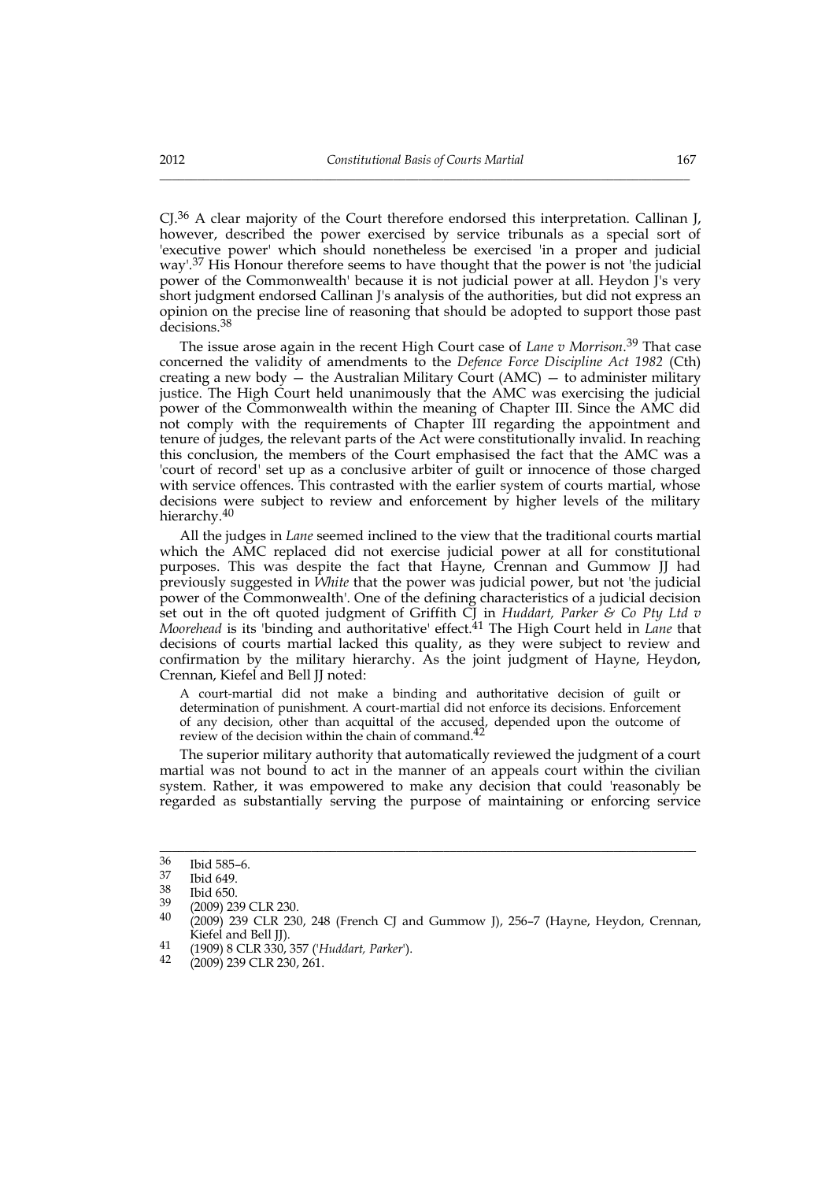CJ.[36] A clear majority of the Court therefore endorsed this interpretation. Callinan J, however, described the power exercised by service tribunals as a special sort of 'executive power' which should nonetheless be exercised 'in a proper and judicial way'.[37] His Honour therefore seems to have thought that the power is not 'the judicial power of the Commonwealth' because it is not judicial power at all. Heydon J's very short judgment endorsed Callinan J's analysis of the authorities, but did not express an opinion on the precise line of reasoning that should be adopted to support those past decisions.[38]

The issue arose again in the recent High Court case of *Lane v Morrison*.[39] That case concerned the validity of amendments to the *Defence Force Discipline Act 1982* (Cth) creating a new body — the Australian Military Court (AMC) — to administer military justice. The High Court held unanimously that the AMC was exercising the judicial power of the Commonwealth within the meaning of Chapter III. Since the AMC did not comply with the requirements of Chapter III regarding the appointment and tenure of judges, the relevant parts of the Act were constitutionally invalid. In reaching this conclusion, the members of the Court emphasised the fact that the AMC was a 'court of record' set up as a conclusive arbiter of guilt or innocence of those charged with service offences. This contrasted with the earlier system of courts martial, whose decisions were subject to review and enforcement by higher levels of the military hierarchy.[40]

All the judges in *Lane* seemed inclined to the view that the traditional courts martial which the AMC replaced did not exercise judicial power at all for constitutional purposes. This was despite the fact that Hayne, Crennan and Gummow JJ had previously suggested in *White* that the power was judicial power, but not 'the judicial power of the Commonwealth'. One of the defining characteristics of a judicial decision set out in the oft quoted judgment of Griffith CJ in *Huddart, Parker & Co Pty Ltd v Moorehead* is its 'binding and authoritative' effect.[41] The High Court held in *Lane* that decisions of courts martial lacked this quality, as they were subject to review and confirmation by the military hierarchy. As the joint judgment of Hayne, Heydon, Crennan, Kiefel and Bell JJ noted:

> A court-martial did not make a binding and authoritative decision of guilt or determination of punishment. A court-martial did not enforce its decisions. Enforcement of any decision, other than acquittal of the accused, depended upon the outcome of review of the decision within the chain of command.[42]

The superior military authority that automatically reviewed the judgment of a court martial was not bound to act in the manner of an appeals court within the civilian system. Rather, it was empowered to make any decision that could 'reasonably be regarded as substantially serving the purpose of maintaining or enforcing service

---

36 Ibid 585–6.

37 Ibid 649.

38 Ibid 650.

39 (2009) 239 CLR 230.

40 (2009) 239 CLR 230, 248 (French CJ and Gummow J), 256–7 (Hayne, Heydon, Crennan, Kiefel and Bell JJ).

41 (1909) 8 CLR 330, 357 ('*Huddart, Parker*').

42 (2009) 239 CLR 230, 261.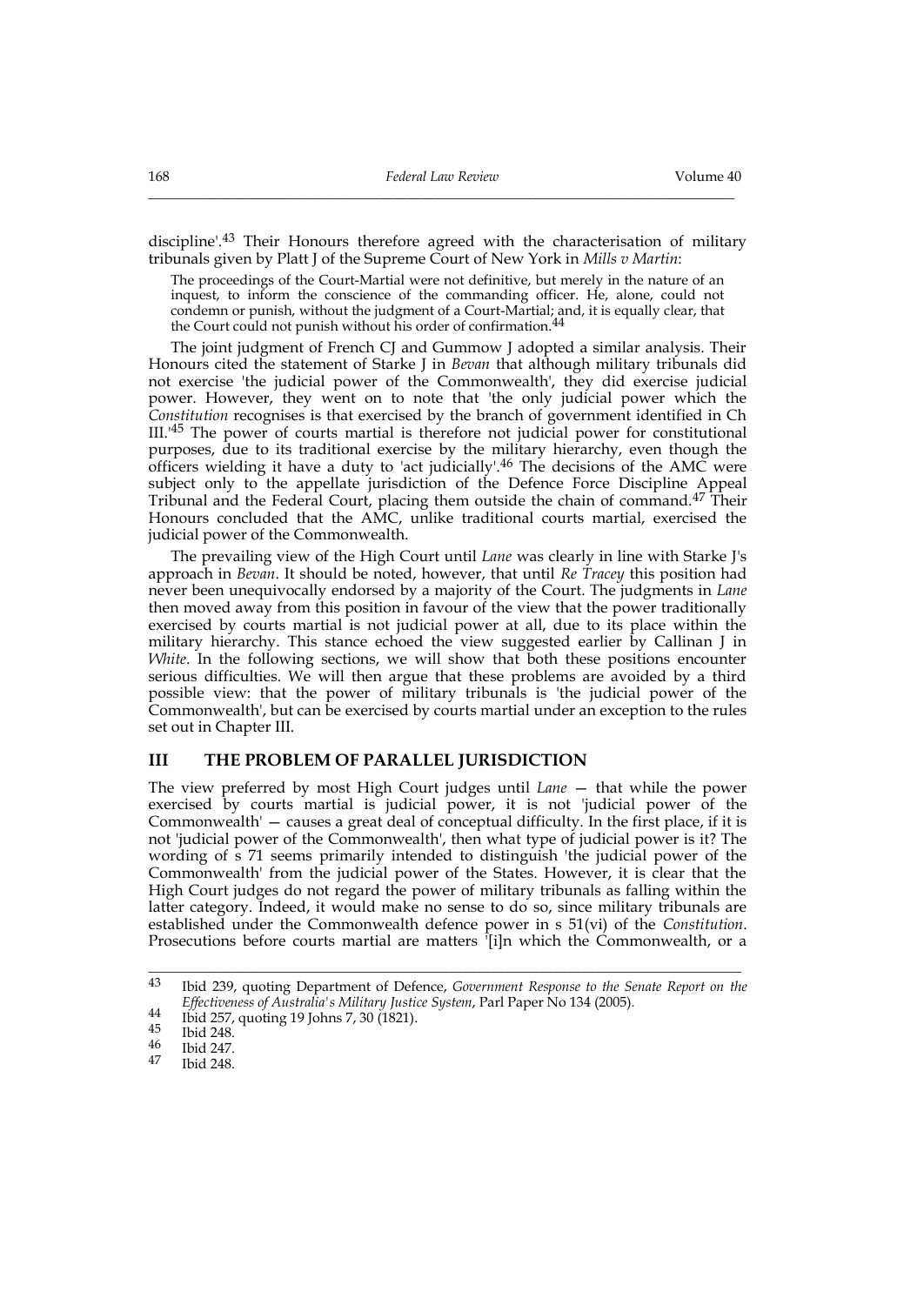discipline'.[43] Their Honours therefore agreed with the characterisation of military tribunals given by Platt J of the Supreme Court of New York in *Mills v Martin*:

> The proceedings of the Court-Martial were not definitive, but merely in the nature of an inquest, to inform the conscience of the commanding officer. He, alone, could not condemn or punish, without the judgment of a Court-Martial; and, it is equally clear, that the Court could not punish without his order of confirmation.[44]

The joint judgment of French CJ and Gummow J adopted a similar analysis. Their Honours cited the statement of Starke J in *Bevan* that although military tribunals did not exercise 'the judicial power of the Commonwealth', they did exercise judicial power. However, they went on to note that 'the only judicial power which the *Constitution* recognises is that exercised by the branch of government identified in Ch III.'[45] The power of courts martial is therefore not judicial power for constitutional purposes, due to its traditional exercise by the military hierarchy, even though the officers wielding it have a duty to 'act judicially'.[46] The decisions of the AMC were subject only to the appellate jurisdiction of the Defence Force Discipline Appeal Tribunal and the Federal Court, placing them outside the chain of command.[47] Their Honours concluded that the AMC, unlike traditional courts martial, exercised the judicial power of the Commonwealth.

The prevailing view of the High Court until *Lane* was clearly in line with Starke J's approach in *Bevan*. It should be noted, however, that until *Re Tracey* this position had never been unequivocally endorsed by a majority of the Court. The judgments in *Lane* then moved away from this position in favour of the view that the power traditionally exercised by courts martial is not judicial power at all, due to its place within the military hierarchy. This stance echoed the view suggested earlier by Callinan J in *White*. In the following sections, we will show that both these positions encounter serious difficulties. We will then argue that these problems are avoided by a third possible view: that the power of military tribunals is 'the judicial power of the Commonwealth', but can be exercised by courts martial under an exception to the rules set out in Chapter III.

## III THE PROBLEM OF PARALLEL JURISDICTION

The view preferred by most High Court judges until *Lane* — that while the power exercised by courts martial is judicial power, it is not 'judicial power of the Commonwealth' — causes a great deal of conceptual difficulty. In the first place, if it is not 'judicial power of the Commonwealth', then what type of judicial power is it? The wording of s 71 seems primarily intended to distinguish 'the judicial power of the Commonwealth' from the judicial power of the States. However, it is clear that the High Court judges do not regard the power of military tribunals as falling within the latter category. Indeed, it would make no sense to do so, since military tribunals are established under the Commonwealth defence power in s 51(vi) of the *Constitution*. Prosecutions before courts martial are matters '[i]n which the Commonwealth, or a

---

[43] Ibid 239, quoting Department of Defence, *Government Response to the Senate Report on the Effectiveness of Australia's Military Justice System*, Parl Paper No 134 (2005).

[44] Ibid 257, quoting 19 Johns 7, 30 (1821).

[45] Ibid 248.

[46] Ibid 247.

[47] Ibid 248.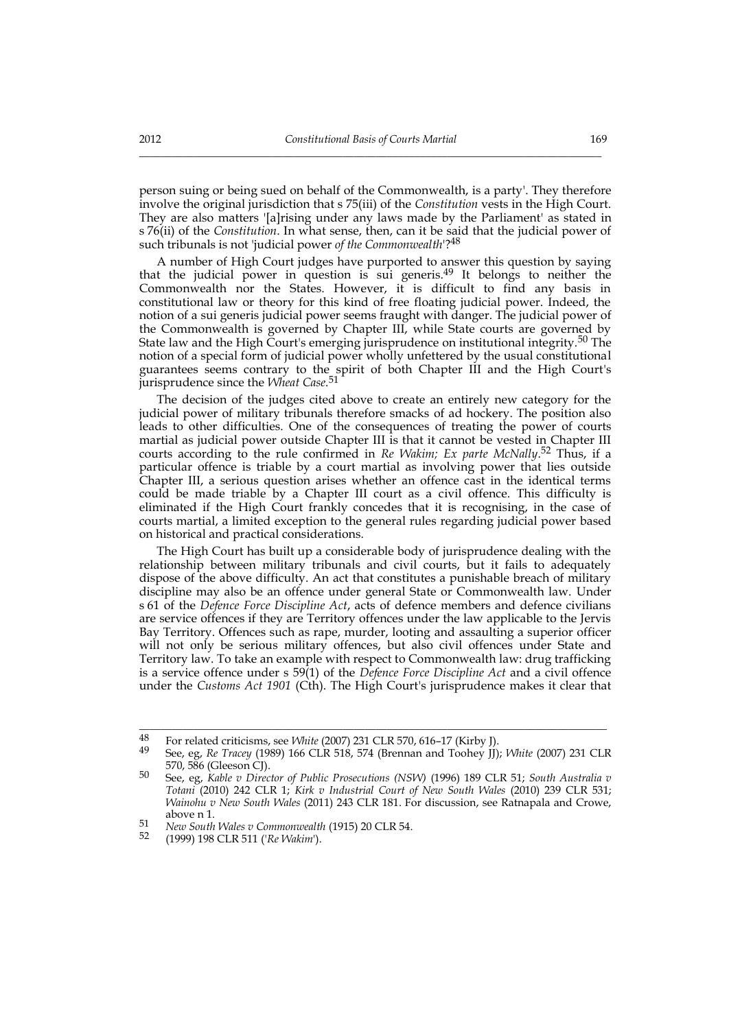person suing or being sued on behalf of the Commonwealth, is a party'. They therefore involve the original jurisdiction that s 75(iii) of the *Constitution* vests in the High Court. They are also matters '[a]rising under any laws made by the Parliament' as stated in s 76(ii) of the *Constitution*. In what sense, then, can it be said that the judicial power of such tribunals is not 'judicial power *of the Commonwealth*'?[48]

A number of High Court judges have purported to answer this question by saying that the judicial power in question is sui generis.[49] It belongs to neither the Commonwealth nor the States. However, it is difficult to find any basis in constitutional law or theory for this kind of free floating judicial power. Indeed, the notion of a sui generis judicial power seems fraught with danger. The judicial power of the Commonwealth is governed by Chapter III, while State courts are governed by State law and the High Court's emerging jurisprudence on institutional integrity.[50] The notion of a special form of judicial power wholly unfettered by the usual constitutional guarantees seems contrary to the spirit of both Chapter III and the High Court's jurisprudence since the *Wheat Case*.[51]

The decision of the judges cited above to create an entirely new category for the judicial power of military tribunals therefore smacks of ad hockery. The position also leads to other difficulties. One of the consequences of treating the power of courts martial as judicial power outside Chapter III is that it cannot be vested in Chapter III courts according to the rule confirmed in *Re Wakim; Ex parte McNally*.[52] Thus, if a particular offence is triable by a court martial as involving power that lies outside Chapter III, a serious question arises whether an offence cast in the identical terms could be made triable by a Chapter III court as a civil offence. This difficulty is eliminated if the High Court frankly concedes that it is recognising, in the case of courts martial, a limited exception to the general rules regarding judicial power based on historical and practical considerations.

The High Court has built up a considerable body of jurisprudence dealing with the relationship between military tribunals and civil courts, but it fails to adequately dispose of the above difficulty. An act that constitutes a punishable breach of military discipline may also be an offence under general State or Commonwealth law. Under s 61 of the *Defence Force Discipline Act*, acts of defence members and defence civilians are service offences if they are Territory offences under the law applicable to the Jervis Bay Territory. Offences such as rape, murder, looting and assaulting a superior officer will not only be serious military offences, but also civil offences under State and Territory law. To take an example with respect to Commonwealth law: drug trafficking is a service offence under s 59(1) of the *Defence Force Discipline Act* and a civil offence under the *Customs Act 1901* (Cth). The High Court's jurisprudence makes it clear that

---

48 For related criticisms, see *White* (2007) 231 CLR 570, 616–17 (Kirby J).

49 See, eg, *Re Tracey* (1989) 166 CLR 518, 574 (Brennan and Toohey JJ); *White* (2007) 231 CLR 570, 586 (Gleeson CJ).

50 See, eg, *Kable v Director of Public Prosecutions (NSW)* (1996) 189 CLR 51; *South Australia v Totani* (2010) 242 CLR 1; *Kirk v Industrial Court of New South Wales* (2010) 239 CLR 531; *Wainohu v New South Wales* (2011) 243 CLR 181. For discussion, see Ratnapala and Crowe, above n 1.

51 *New South Wales v Commonwealth* (1915) 20 CLR 54.

52 (1999) 198 CLR 511 ('*Re Wakim*').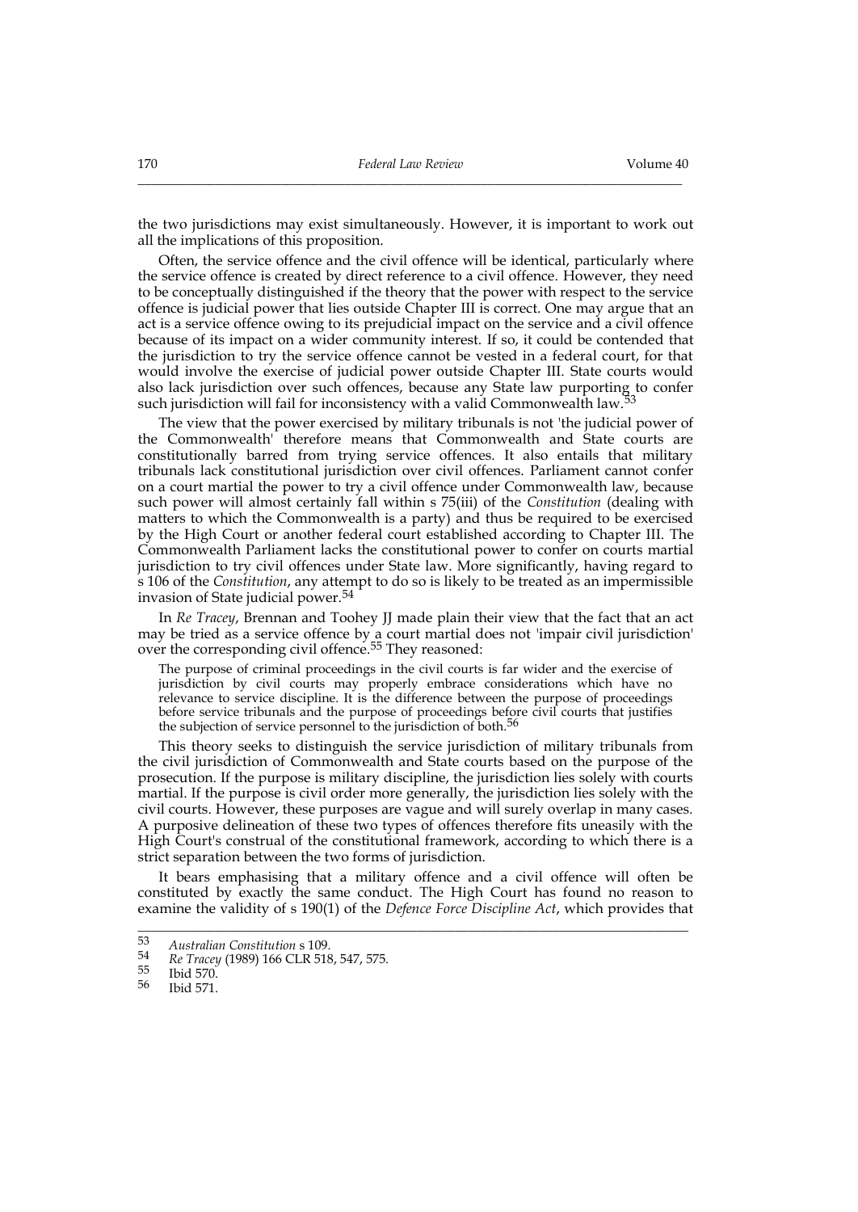the two jurisdictions may exist simultaneously. However, it is important to work out all the implications of this proposition.

Often, the service offence and the civil offence will be identical, particularly where the service offence is created by direct reference to a civil offence. However, they need to be conceptually distinguished if the theory that the power with respect to the service offence is judicial power that lies outside Chapter III is correct. One may argue that an act is a service offence owing to its prejudicial impact on the service and a civil offence because of its impact on a wider community interest. If so, it could be contended that the jurisdiction to try the service offence cannot be vested in a federal court, for that would involve the exercise of judicial power outside Chapter III. State courts would also lack jurisdiction over such offences, because any State law purporting to confer such jurisdiction will fail for inconsistency with a valid Commonwealth law.[53]

The view that the power exercised by military tribunals is not 'the judicial power of the Commonwealth' therefore means that Commonwealth and State courts are constitutionally barred from trying service offences. It also entails that military tribunals lack constitutional jurisdiction over civil offences. Parliament cannot confer on a court martial the power to try a civil offence under Commonwealth law, because such power will almost certainly fall within s 75(iii) of the *Constitution* (dealing with matters to which the Commonwealth is a party) and thus be required to be exercised by the High Court or another federal court established according to Chapter III. The Commonwealth Parliament lacks the constitutional power to confer on courts martial jurisdiction to try civil offences under State law. More significantly, having regard to s 106 of the *Constitution*, any attempt to do so is likely to be treated as an impermissible invasion of State judicial power.[54]

In *Re Tracey*, Brennan and Toohey JJ made plain their view that the fact that an act may be tried as a service offence by a court martial does not 'impair civil jurisdiction' over the corresponding civil offence.[55] They reasoned:

> The purpose of criminal proceedings in the civil courts is far wider and the exercise of jurisdiction by civil courts may properly embrace considerations which have no relevance to service discipline. It is the difference between the purpose of proceedings before service tribunals and the purpose of proceedings before civil courts that justifies the subjection of service personnel to the jurisdiction of both.[56]

This theory seeks to distinguish the service jurisdiction of military tribunals from the civil jurisdiction of Commonwealth and State courts based on the purpose of the prosecution. If the purpose is military discipline, the jurisdiction lies solely with courts martial. If the purpose is civil order more generally, the jurisdiction lies solely with the civil courts. However, these purposes are vague and will surely overlap in many cases. A purposive delineation of these two types of offences therefore fits uneasily with the High Court's construal of the constitutional framework, according to which there is a strict separation between the two forms of jurisdiction.

It bears emphasising that a military offence and a civil offence will often be constituted by exactly the same conduct. The High Court has found no reason to examine the validity of s 190(1) of the *Defence Force Discipline Act*, which provides that

---

[53] *Australian Constitution* s 109.

[54] *Re Tracey* (1989) 166 CLR 518, 547, 575.

[55] Ibid 570.

[56] Ibid 571.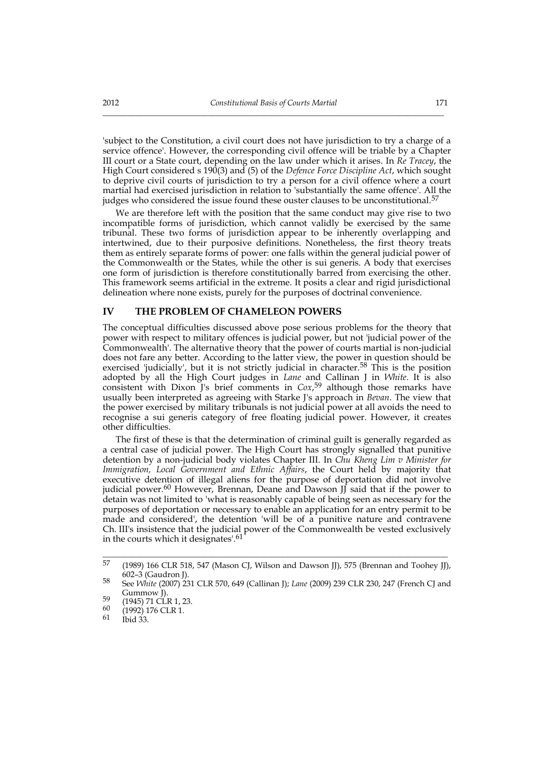'subject to the Constitution, a civil court does not have jurisdiction to try a charge of a service offence'. However, the corresponding civil offence will be triable by a Chapter III court or a State court, depending on the law under which it arises. In *Re Tracey*, the High Court considered s 190(3) and (5) of the *Defence Force Discipline Act*, which sought to deprive civil courts of jurisdiction to try a person for a civil offence where a court martial had exercised jurisdiction in relation to 'substantially the same offence'. All the judges who considered the issue found these ouster clauses to be unconstitutional.[57]

We are therefore left with the position that the same conduct may give rise to two incompatible forms of jurisdiction, which cannot validly be exercised by the same tribunal. These two forms of jurisdiction appear to be inherently overlapping and intertwined, due to their purposive definitions. Nonetheless, the first theory treats them as entirely separate forms of power: one falls within the general judicial power of the Commonwealth or the States, while the other is sui generis. A body that exercises one form of jurisdiction is therefore constitutionally barred from exercising the other. This framework seems artificial in the extreme. It posits a clear and rigid jurisdictional delineation where none exists, purely for the purposes of doctrinal convenience.

## IV THE PROBLEM OF CHAMELEON POWERS

The conceptual difficulties discussed above pose serious problems for the theory that power with respect to military offences is judicial power, but not 'judicial power of the Commonwealth'. The alternative theory that the power of courts martial is non-judicial does not fare any better. According to the latter view, the power in question should be exercised 'judicially', but it is not strictly judicial in character.[58] This is the position adopted by all the High Court judges in *Lane* and Callinan J in *White*. It is also consistent with Dixon J's brief comments in *Cox*,[59] although those remarks have usually been interpreted as agreeing with Starke J's approach in *Bevan*. The view that the power exercised by military tribunals is not judicial power at all avoids the need to recognise a sui generis category of free floating judicial power. However, it creates other difficulties.

The first of these is that the determination of criminal guilt is generally regarded as a central case of judicial power. The High Court has strongly signalled that punitive detention by a non-judicial body violates Chapter III. In *Chu Kheng Lim v Minister for Immigration, Local Government and Ethnic Affairs*, the Court held by majority that executive detention of illegal aliens for the purpose of deportation did not involve judicial power.[60] However, Brennan, Deane and Dawson JJ said that if the power to detain was not limited to 'what is reasonably capable of being seen as necessary for the purposes of deportation or necessary to enable an application for an entry permit to be made and considered', the detention 'will be of a punitive nature and contravene Ch. III's insistence that the judicial power of the Commonwealth be vested exclusively in the courts which it designates'.[61]

---

[57] (1989) 166 CLR 518, 547 (Mason CJ, Wilson and Dawson JJ), 575 (Brennan and Toohey JJ), 602–3 (Gaudron J).

[58] See *White* (2007) 231 CLR 570, 649 (Callinan J); *Lane* (2009) 239 CLR 230, 247 (French CJ and Gummow J).

[59] (1945) 71 CLR 1, 23.

[60] (1992) 176 CLR 1.

[61] Ibid 33.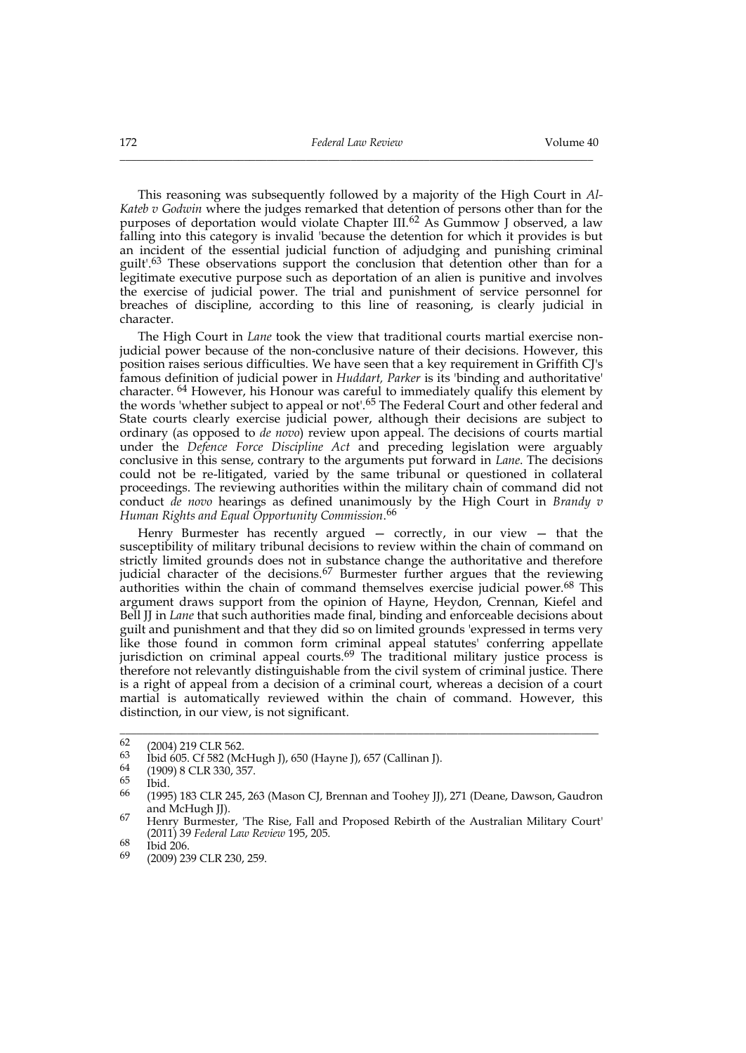This reasoning was subsequently followed by a majority of the High Court in *Al-Kateb v Godwin* where the judges remarked that detention of persons other than for the purposes of deportation would violate Chapter III.[62] As Gummow J observed, a law falling into this category is invalid 'because the detention for which it provides is but an incident of the essential judicial function of adjudging and punishing criminal guilt'.[63] These observations support the conclusion that detention other than for a legitimate executive purpose such as deportation of an alien is punitive and involves the exercise of judicial power. The trial and punishment of service personnel for breaches of discipline, according to this line of reasoning, is clearly judicial in character.

The High Court in *Lane* took the view that traditional courts martial exercise non-judicial power because of the non-conclusive nature of their decisions. However, this position raises serious difficulties. We have seen that a key requirement in Griffith CJ's famous definition of judicial power in *Huddart, Parker* is its 'binding and authoritative' character. [64] However, his Honour was careful to immediately qualify this element by the words 'whether subject to appeal or not'.[65] The Federal Court and other federal and State courts clearly exercise judicial power, although their decisions are subject to ordinary (as opposed to *de novo*) review upon appeal. The decisions of courts martial under the *Defence Force Discipline Act* and preceding legislation were arguably conclusive in this sense, contrary to the arguments put forward in *Lane*. The decisions could not be re-litigated, varied by the same tribunal or questioned in collateral proceedings. The reviewing authorities within the military chain of command did not conduct *de novo* hearings as defined unanimously by the High Court in *Brandy v Human Rights and Equal Opportunity Commission*.[66]

Henry Burmester has recently argued — correctly, in our view — that the susceptibility of military tribunal decisions to review within the chain of command on strictly limited grounds does not in substance change the authoritative and therefore judicial character of the decisions.[67] Burmester further argues that the reviewing authorities within the chain of command themselves exercise judicial power.[68] This argument draws support from the opinion of Hayne, Heydon, Crennan, Kiefel and Bell JJ in *Lane* that such authorities made final, binding and enforceable decisions about guilt and punishment and that they did so on limited grounds 'expressed in terms very like those found in common form criminal appeal statutes' conferring appellate jurisdiction on criminal appeal courts.[69] The traditional military justice process is therefore not relevantly distinguishable from the civil system of criminal justice. There is a right of appeal from a decision of a criminal court, whereas a decision of a court martial is automatically reviewed within the chain of command. However, this distinction, in our view, is not significant.

---

62 (2004) 219 CLR 562.

63 Ibid 605. Cf 582 (McHugh J), 650 (Hayne J), 657 (Callinan J).

64 (1909) 8 CLR 330, 357.

65 Ibid.

66 (1995) 183 CLR 245, 263 (Mason CJ, Brennan and Toohey JJ), 271 (Deane, Dawson, Gaudron and McHugh JJ).

67 Henry Burmester, 'The Rise, Fall and Proposed Rebirth of the Australian Military Court' (2011) 39 *Federal Law Review* 195, 205.

68 Ibid 206.

69 (2009) 239 CLR 230, 259.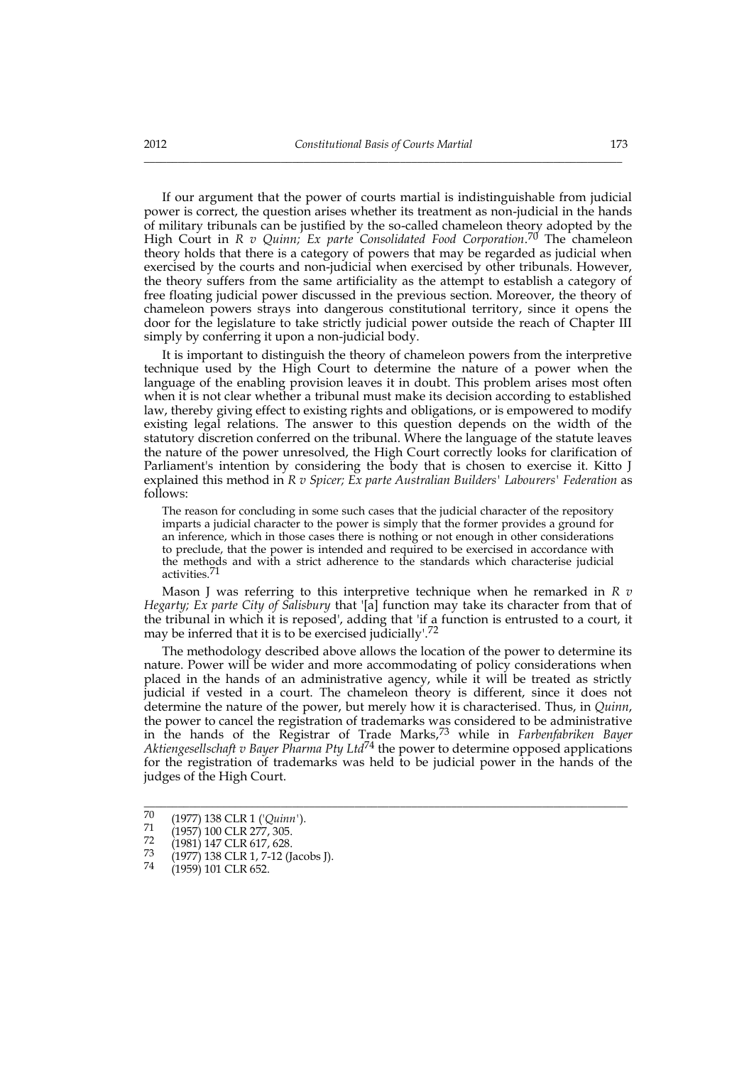If our argument that the power of courts martial is indistinguishable from judicial power is correct, the question arises whether its treatment as non-judicial in the hands of military tribunals can be justified by the so-called chameleon theory adopted by the High Court in *R v Quinn; Ex parte Consolidated Food Corporation*.[70] The chameleon theory holds that there is a category of powers that may be regarded as judicial when exercised by the courts and non-judicial when exercised by other tribunals. However, the theory suffers from the same artificiality as the attempt to establish a category of free floating judicial power discussed in the previous section. Moreover, the theory of chameleon powers strays into dangerous constitutional territory, since it opens the door for the legislature to take strictly judicial power outside the reach of Chapter III simply by conferring it upon a non-judicial body.

It is important to distinguish the theory of chameleon powers from the interpretive technique used by the High Court to determine the nature of a power when the language of the enabling provision leaves it in doubt. This problem arises most often when it is not clear whether a tribunal must make its decision according to established law, thereby giving effect to existing rights and obligations, or is empowered to modify existing legal relations. The answer to this question depends on the width of the statutory discretion conferred on the tribunal. Where the language of the statute leaves the nature of the power unresolved, the High Court correctly looks for clarification of Parliament's intention by considering the body that is chosen to exercise it. Kitto J explained this method in *R v Spicer; Ex parte Australian Builders' Labourers' Federation* as follows:

> The reason for concluding in some such cases that the judicial character of the repository imparts a judicial character to the power is simply that the former provides a ground for an inference, which in those cases there is nothing or not enough in other considerations to preclude, that the power is intended and required to be exercised in accordance with the methods and with a strict adherence to the standards which characterise judicial activities.[71]

Mason J was referring to this interpretive technique when he remarked in *R v Hegarty; Ex parte City of Salisbury* that '[a] function may take its character from that of the tribunal in which it is reposed', adding that 'if a function is entrusted to a court, it may be inferred that it is to be exercised judicially'.[72]

The methodology described above allows the location of the power to determine its nature. Power will be wider and more accommodating of policy considerations when placed in the hands of an administrative agency, while it will be treated as strictly judicial if vested in a court. The chameleon theory is different, since it does not determine the nature of the power, but merely how it is characterised. Thus, in *Quinn*, the power to cancel the registration of trademarks was considered to be administrative in the hands of the Registrar of Trade Marks,[73] while in *Farbenfabriken Bayer Aktiengesellschaft v Bayer Pharma Pty Ltd*[74] the power to determine opposed applications for the registration of trademarks was held to be judicial power in the hands of the judges of the High Court.

---

[70] (1977) 138 CLR 1 ('*Quinn*').

[71] (1957) 100 CLR 277, 305.

[72] (1981) 147 CLR 617, 628.

[73] (1977) 138 CLR 1, 7-12 (Jacobs J).

[74] (1959) 101 CLR 652.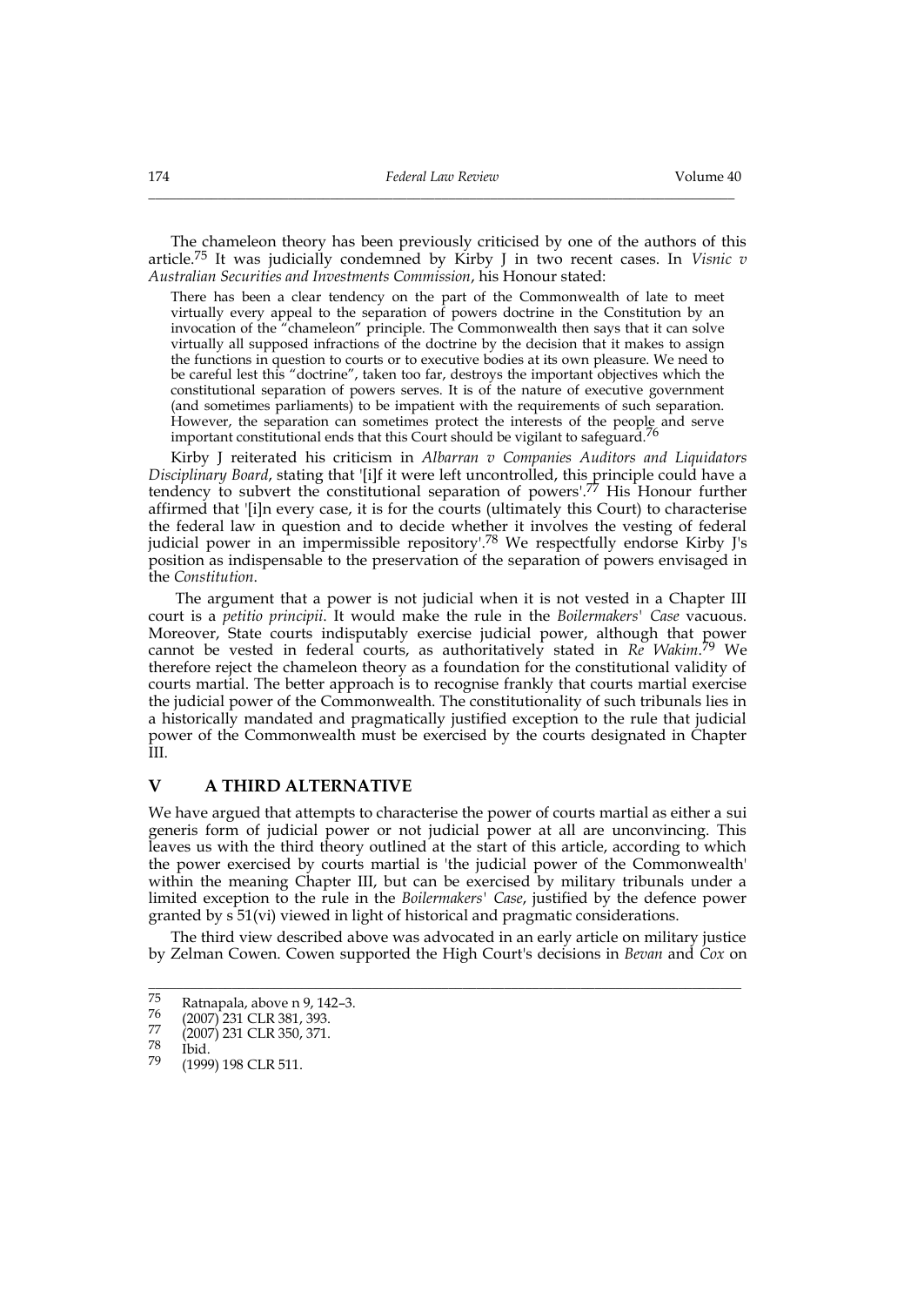The chameleon theory has been previously criticised by one of the authors of this article.[75] It was judicially condemned by Kirby J in two recent cases. In *Visnic v Australian Securities and Investments Commission*, his Honour stated:

> There has been a clear tendency on the part of the Commonwealth of late to meet virtually every appeal to the separation of powers doctrine in the Constitution by an invocation of the "chameleon" principle. The Commonwealth then says that it can solve virtually all supposed infractions of the doctrine by the decision that it makes to assign the functions in question to courts or to executive bodies at its own pleasure. We need to be careful lest this "doctrine", taken too far, destroys the important objectives which the constitutional separation of powers serves. It is of the nature of executive government (and sometimes parliaments) to be impatient with the requirements of such separation. However, the separation can sometimes protect the interests of the people and serve important constitutional ends that this Court should be vigilant to safeguard.[76]

Kirby J reiterated his criticism in *Albarran v Companies Auditors and Liquidators Disciplinary Board*, stating that '[i]f it were left uncontrolled, this principle could have a tendency to subvert the constitutional separation of powers'.[77] His Honour further affirmed that '[i]n every case, it is for the courts (ultimately this Court) to characterise the federal law in question and to decide whether it involves the vesting of federal judicial power in an impermissible repository'.[78] We respectfully endorse Kirby J's position as indispensable to the preservation of the separation of powers envisaged in the *Constitution*.

The argument that a power is not judicial when it is not vested in a Chapter III court is a *petitio principii*. It would make the rule in the *Boilermakers' Case* vacuous. Moreover, State courts indisputably exercise judicial power, although that power cannot be vested in federal courts, as authoritatively stated in *Re Wakim*.[79] We therefore reject the chameleon theory as a foundation for the constitutional validity of courts martial. The better approach is to recognise frankly that courts martial exercise the judicial power of the Commonwealth. The constitutionality of such tribunals lies in a historically mandated and pragmatically justified exception to the rule that judicial power of the Commonwealth must be exercised by the courts designated in Chapter III.

## V A THIRD ALTERNATIVE

We have argued that attempts to characterise the power of courts martial as either a sui generis form of judicial power or not judicial power at all are unconvincing. This leaves us with the third theory outlined at the start of this article, according to which the power exercised by courts martial is 'the judicial power of the Commonwealth' within the meaning Chapter III, but can be exercised by military tribunals under a limited exception to the rule in the *Boilermakers' Case*, justified by the defence power granted by s 51(vi) viewed in light of historical and pragmatic considerations.

The third view described above was advocated in an early article on military justice by Zelman Cowen. Cowen supported the High Court's decisions in *Bevan* and *Cox* on

---

[75] Ratnapala, above n 9, 142–3.

[76] (2007) 231 CLR 381, 393.

[77] (2007) 231 CLR 350, 371.

[78] Ibid.

[79] (1999) 198 CLR 511.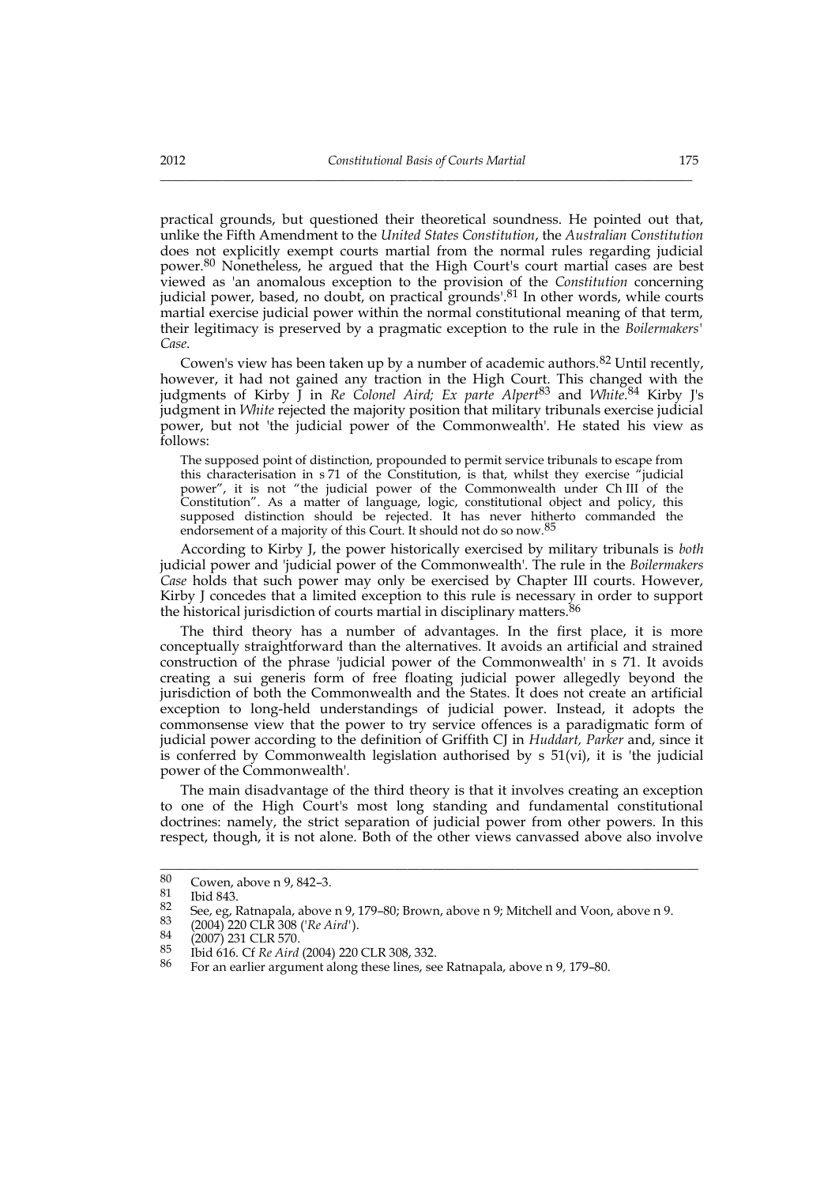practical grounds, but questioned their theoretical soundness. He pointed out that, unlike the Fifth Amendment to the *United States Constitution*, the *Australian Constitution* does not explicitly exempt courts martial from the normal rules regarding judicial power.[80] Nonetheless, he argued that the High Court's court martial cases are best viewed as 'an anomalous exception to the provision of the *Constitution* concerning judicial power, based, no doubt, on practical grounds'.[81] In other words, while courts martial exercise judicial power within the normal constitutional meaning of that term, their legitimacy is preserved by a pragmatic exception to the rule in the *Boilermakers' Case*.

Cowen's view has been taken up by a number of academic authors.[82] Until recently, however, it had not gained any traction in the High Court. This changed with the judgments of Kirby J in *Re Colonel Aird; Ex parte Alpert*[83] and *White*.[84] Kirby J's judgment in *White* rejected the majority position that military tribunals exercise judicial power, but not 'the judicial power of the Commonwealth'. He stated his view as follows:

> The supposed point of distinction, propounded to permit service tribunals to escape from this characterisation in s 71 of the Constitution, is that, whilst they exercise "judicial power", it is not "the judicial power of the Commonwealth under Ch III of the Constitution". As a matter of language, logic, constitutional object and policy, this supposed distinction should be rejected. It has never hitherto commanded the endorsement of a majority of this Court. It should not do so now.[85]

According to Kirby J, the power historically exercised by military tribunals is *both* judicial power and 'judicial power of the Commonwealth'. The rule in the *Boilermakers Case* holds that such power may only be exercised by Chapter III courts. However, Kirby J concedes that a limited exception to this rule is necessary in order to support the historical jurisdiction of courts martial in disciplinary matters.[86]

The third theory has a number of advantages. In the first place, it is more conceptually straightforward than the alternatives. It avoids an artificial and strained construction of the phrase 'judicial power of the Commonwealth' in s 71. It avoids creating a sui generis form of free floating judicial power allegedly beyond the jurisdiction of both the Commonwealth and the States. It does not create an artificial exception to long-held understandings of judicial power. Instead, it adopts the commonsense view that the power to try service offences is a paradigmatic form of judicial power according to the definition of Griffith CJ in *Huddart, Parker* and, since it is conferred by Commonwealth legislation authorised by s 51(vi), it is 'the judicial power of the Commonwealth'.

The main disadvantage of the third theory is that it involves creating an exception to one of the High Court's most long standing and fundamental constitutional doctrines: namely, the strict separation of judicial power from other powers. In this respect, though, it is not alone. Both of the other views canvassed above also involve

---

[80] Cowen, above n 9, 842–3.

[81] Ibid 843.

[82] See, eg, Ratnapala, above n 9, 179–80; Brown, above n 9; Mitchell and Voon, above n 9.

[83] (2004) 220 CLR 308 ('*Re Aird*').

[84] (2007) 231 CLR 570.

[85] Ibid 616. Cf *Re Aird* (2004) 220 CLR 308, 332.

[86] For an earlier argument along these lines, see Ratnapala, above n 9, 179–80.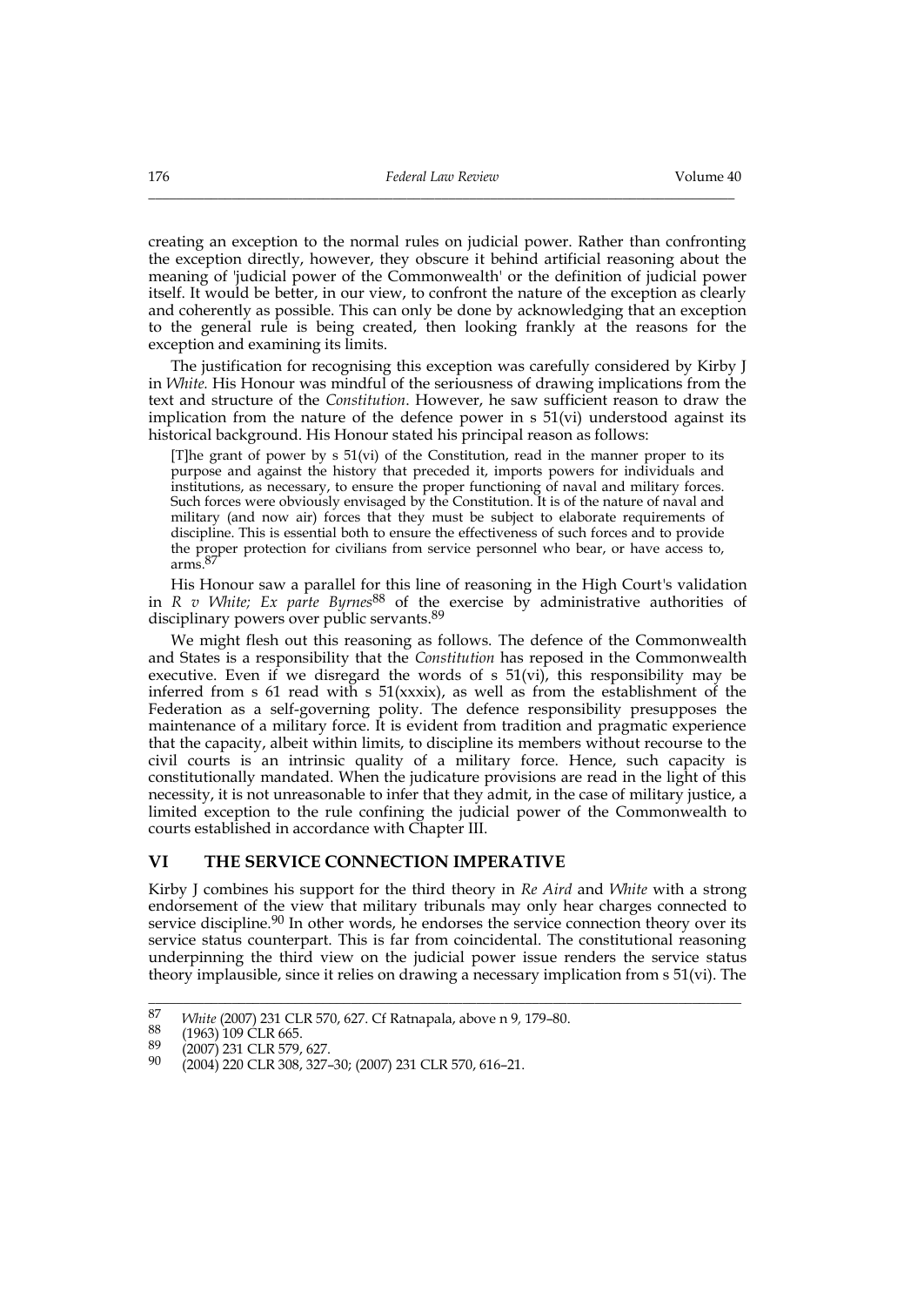creating an exception to the normal rules on judicial power. Rather than confronting the exception directly, however, they obscure it behind artificial reasoning about the meaning of 'judicial power of the Commonwealth' or the definition of judicial power itself. It would be better, in our view, to confront the nature of the exception as clearly and coherently as possible. This can only be done by acknowledging that an exception to the general rule is being created, then looking frankly at the reasons for the exception and examining its limits.

The justification for recognising this exception was carefully considered by Kirby J in *White*. His Honour was mindful of the seriousness of drawing implications from the text and structure of the *Constitution*. However, he saw sufficient reason to draw the implication from the nature of the defence power in s 51(vi) understood against its historical background. His Honour stated his principal reason as follows:

> [T]he grant of power by s 51(vi) of the Constitution, read in the manner proper to its purpose and against the history that preceded it, imports powers for individuals and institutions, as necessary, to ensure the proper functioning of naval and military forces. Such forces were obviously envisaged by the Constitution. It is of the nature of naval and military (and now air) forces that they must be subject to elaborate requirements of discipline. This is essential both to ensure the effectiveness of such forces and to provide the proper protection for civilians from service personnel who bear, or have access to, arms.[87]

His Honour saw a parallel for this line of reasoning in the High Court's validation in *R v White; Ex parte Byrnes*[88] of the exercise by administrative authorities of disciplinary powers over public servants.[89]

We might flesh out this reasoning as follows. The defence of the Commonwealth and States is a responsibility that the *Constitution* has reposed in the Commonwealth executive. Even if we disregard the words of s 51(vi), this responsibility may be inferred from s 61 read with s 51(xxxix), as well as from the establishment of the Federation as a self-governing polity. The defence responsibility presupposes the maintenance of a military force. It is evident from tradition and pragmatic experience that the capacity, albeit within limits, to discipline its members without recourse to the civil courts is an intrinsic quality of a military force. Hence, such capacity is constitutionally mandated. When the judicature provisions are read in the light of this necessity, it is not unreasonable to infer that they admit, in the case of military justice, a limited exception to the rule confining the judicial power of the Commonwealth to courts established in accordance with Chapter III.

## VI THE SERVICE CONNECTION IMPERATIVE

Kirby J combines his support for the third theory in *Re Aird* and *White* with a strong endorsement of the view that military tribunals may only hear charges connected to service discipline.[90] In other words, he endorses the service connection theory over its service status counterpart. This is far from coincidental. The constitutional reasoning underpinning the third view on the judicial power issue renders the service status theory implausible, since it relies on drawing a necessary implication from s 51(vi). The

---

[87] *White* (2007) 231 CLR 570, 627. Cf Ratnapala, above n 9, 179–80.

[88] (1963) 109 CLR 665.

[89] (2007) 231 CLR 579, 627.

[90] (2004) 220 CLR 308, 327–30; (2007) 231 CLR 570, 616–21.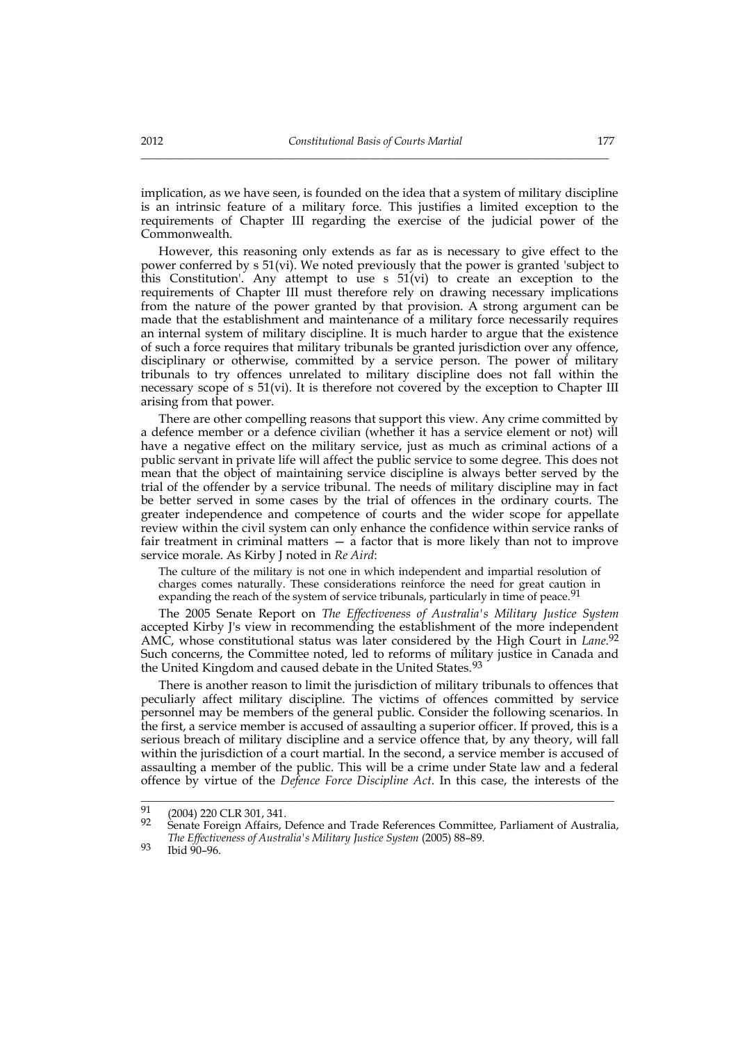implication, as we have seen, is founded on the idea that a system of military discipline is an intrinsic feature of a military force. This justifies a limited exception to the requirements of Chapter III regarding the exercise of the judicial power of the Commonwealth.

However, this reasoning only extends as far as is necessary to give effect to the power conferred by s 51(vi). We noted previously that the power is granted 'subject to this Constitution'. Any attempt to use s 51(vi) to create an exception to the requirements of Chapter III must therefore rely on drawing necessary implications from the nature of the power granted by that provision. A strong argument can be made that the establishment and maintenance of a military force necessarily requires an internal system of military discipline. It is much harder to argue that the existence of such a force requires that military tribunals be granted jurisdiction over any offence, disciplinary or otherwise, committed by a service person. The power of military tribunals to try offences unrelated to military discipline does not fall within the necessary scope of s 51(vi). It is therefore not covered by the exception to Chapter III arising from that power.

There are other compelling reasons that support this view. Any crime committed by a defence member or a defence civilian (whether it has a service element or not) will have a negative effect on the military service, just as much as criminal actions of a public servant in private life will affect the public service to some degree. This does not mean that the object of maintaining service discipline is always better served by the trial of the offender by a service tribunal. The needs of military discipline may in fact be better served in some cases by the trial of offences in the ordinary courts. The greater independence and competence of courts and the wider scope for appellate review within the civil system can only enhance the confidence within service ranks of fair treatment in criminal matters — a factor that is more likely than not to improve service morale. As Kirby J noted in *Re Aird*:

> The culture of the military is not one in which independent and impartial resolution of charges comes naturally. These considerations reinforce the need for great caution in expanding the reach of the system of service tribunals, particularly in time of peace.[91]

The 2005 Senate Report on *The Effectiveness of Australia's Military Justice System* accepted Kirby J's view in recommending the establishment of the more independent AMC, whose constitutional status was later considered by the High Court in *Lane*.[92] Such concerns, the Committee noted, led to reforms of military justice in Canada and the United Kingdom and caused debate in the United States.[93]

There is another reason to limit the jurisdiction of military tribunals to offences that peculiarly affect military discipline. The victims of offences committed by service personnel may be members of the general public. Consider the following scenarios. In the first, a service member is accused of assaulting a superior officer. If proved, this is a serious breach of military discipline and a service offence that, by any theory, will fall within the jurisdiction of a court martial. In the second, a service member is accused of assaulting a member of the public. This will be a crime under State law and a federal offence by virtue of the *Defence Force Discipline Act*. In this case, the interests of the

---

91 (2004) 220 CLR 301, 341.

92 Senate Foreign Affairs, Defence and Trade References Committee, Parliament of Australia, *The Effectiveness of Australia's Military Justice System* (2005) 88–89.

93 Ibid 90–96.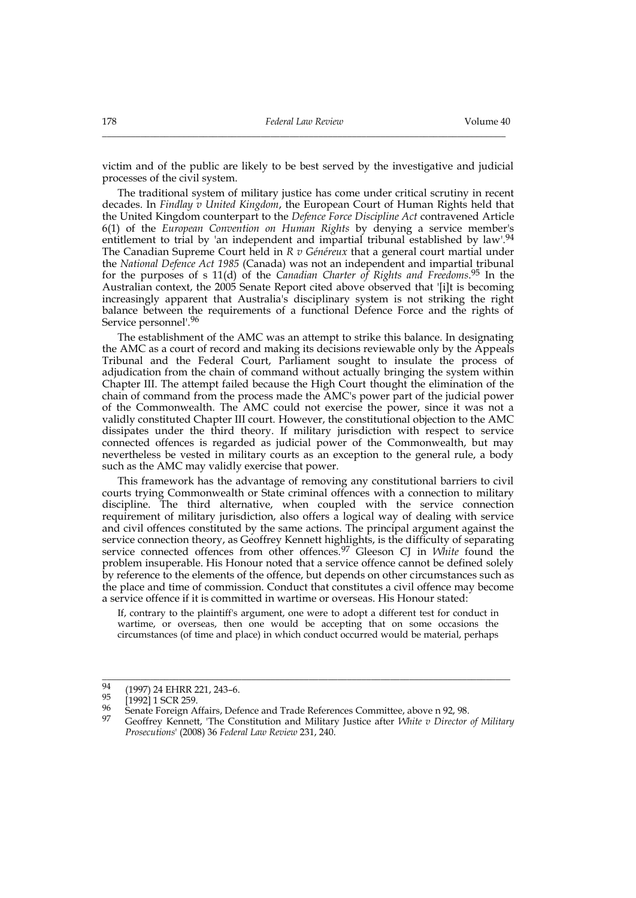victim and of the public are likely to be best served by the investigative and judicial processes of the civil system.

The traditional system of military justice has come under critical scrutiny in recent decades. In *Findlay v United Kingdom*, the European Court of Human Rights held that the United Kingdom counterpart to the *Defence Force Discipline Act* contravened Article 6(1) of the *European Convention on Human Rights* by denying a service member's entitlement to trial by 'an independent and impartial tribunal established by law'.[94] The Canadian Supreme Court held in *R v Généreux* that a general court martial under the *National Defence Act 1985* (Canada) was not an independent and impartial tribunal for the purposes of s 11(d) of the *Canadian Charter of Rights and Freedoms*.[95] In the Australian context, the 2005 Senate Report cited above observed that '[i]t is becoming increasingly apparent that Australia's disciplinary system is not striking the right balance between the requirements of a functional Defence Force and the rights of Service personnel'.[96]

The establishment of the AMC was an attempt to strike this balance. In designating the AMC as a court of record and making its decisions reviewable only by the Appeals Tribunal and the Federal Court, Parliament sought to insulate the process of adjudication from the chain of command without actually bringing the system within Chapter III. The attempt failed because the High Court thought the elimination of the chain of command from the process made the AMC's power part of the judicial power of the Commonwealth. The AMC could not exercise the power, since it was not a validly constituted Chapter III court. However, the constitutional objection to the AMC dissipates under the third theory. If military jurisdiction with respect to service connected offences is regarded as judicial power of the Commonwealth, but may nevertheless be vested in military courts as an exception to the general rule, a body such as the AMC may validly exercise that power.

This framework has the advantage of removing any constitutional barriers to civil courts trying Commonwealth or State criminal offences with a connection to military discipline. The third alternative, when coupled with the service connection requirement of military jurisdiction, also offers a logical way of dealing with service and civil offences constituted by the same actions. The principal argument against the service connection theory, as Geoffrey Kennett highlights, is the difficulty of separating service connected offences from other offences.[97] Gleeson CJ in *White* found the problem insuperable. His Honour noted that a service offence cannot be defined solely by reference to the elements of the offence, but depends on other circumstances such as the place and time of commission. Conduct that constitutes a civil offence may become a service offence if it is committed in wartime or overseas. His Honour stated:

> If, contrary to the plaintiff's argument, one were to adopt a different test for conduct in wartime, or overseas, then one would be accepting that on some occasions the circumstances (of time and place) in which conduct occurred would be material, perhaps

---

94 (1997) 24 EHRR 221, 243–6.

95 [1992] 1 SCR 259.

96 Senate Foreign Affairs, Defence and Trade References Committee, above n 92, 98.

97 Geoffrey Kennett, 'The Constitution and Military Justice after *White v Director of Military Prosecutions*' (2008) 36 *Federal Law Review* 231, 240.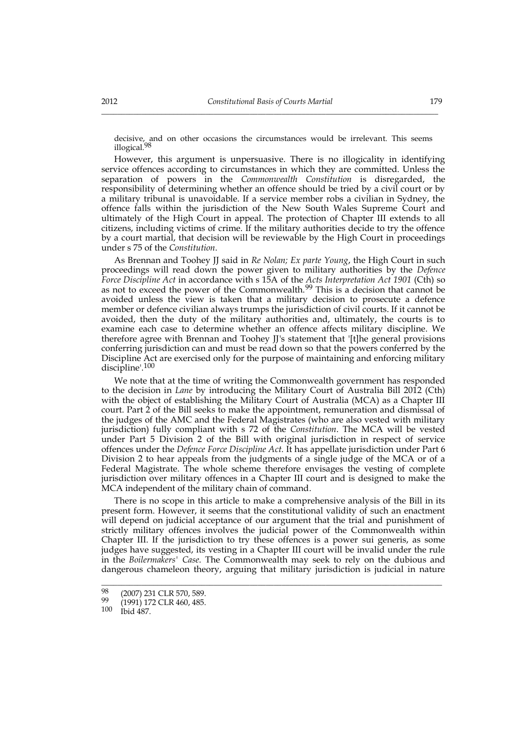decisive, and on other occasions the circumstances would be irrelevant. This seems illogical.[98]

However, this argument is unpersuasive. There is no illogicality in identifying service offences according to circumstances in which they are committed. Unless the separation of powers in the *Commonwealth Constitution* is disregarded, the responsibility of determining whether an offence should be tried by a civil court or by a military tribunal is unavoidable. If a service member robs a civilian in Sydney, the offence falls within the jurisdiction of the New South Wales Supreme Court and ultimately of the High Court in appeal. The protection of Chapter III extends to all citizens, including victims of crime. If the military authorities decide to try the offence by a court martial, that decision will be reviewable by the High Court in proceedings under s 75 of the *Constitution*.

As Brennan and Toohey JJ said in *Re Nolan; Ex parte Young*, the High Court in such proceedings will read down the power given to military authorities by the *Defence Force Discipline Act* in accordance with s 15A of the *Acts Interpretation Act 1901* (Cth) so as not to exceed the power of the Commonwealth.[99] This is a decision that cannot be avoided unless the view is taken that a military decision to prosecute a defence member or defence civilian always trumps the jurisdiction of civil courts. If it cannot be avoided, then the duty of the military authorities and, ultimately, the courts is to examine each case to determine whether an offence affects military discipline. We therefore agree with Brennan and Toohey JJ's statement that '[t]he general provisions conferring jurisdiction can and must be read down so that the powers conferred by the Discipline Act are exercised only for the purpose of maintaining and enforcing military discipline'.[100]

We note that at the time of writing the Commonwealth government has responded to the decision in *Lane* by introducing the Military Court of Australia Bill 2012 (Cth) with the object of establishing the Military Court of Australia (MCA) as a Chapter III court. Part 2 of the Bill seeks to make the appointment, remuneration and dismissal of the judges of the AMC and the Federal Magistrates (who are also vested with military jurisdiction) fully compliant with s 72 of the *Constitution*. The MCA will be vested under Part 5 Division 2 of the Bill with original jurisdiction in respect of service offences under the *Defence Force Discipline Act*. It has appellate jurisdiction under Part 6 Division 2 to hear appeals from the judgments of a single judge of the MCA or of a Federal Magistrate. The whole scheme therefore envisages the vesting of complete jurisdiction over military offences in a Chapter III court and is designed to make the MCA independent of the military chain of command.

There is no scope in this article to make a comprehensive analysis of the Bill in its present form. However, it seems that the constitutional validity of such an enactment will depend on judicial acceptance of our argument that the trial and punishment of strictly military offences involves the judicial power of the Commonwealth within Chapter III. If the jurisdiction to try these offences is a power sui generis, as some judges have suggested, its vesting in a Chapter III court will be invalid under the rule in the *Boilermakers' Case*. The Commonwealth may seek to rely on the dubious and dangerous chameleon theory, arguing that military jurisdiction is judicial in nature

---

98 (2007) 231 CLR 570, 589.

99 (1991) 172 CLR 460, 485.

100 Ibid 487.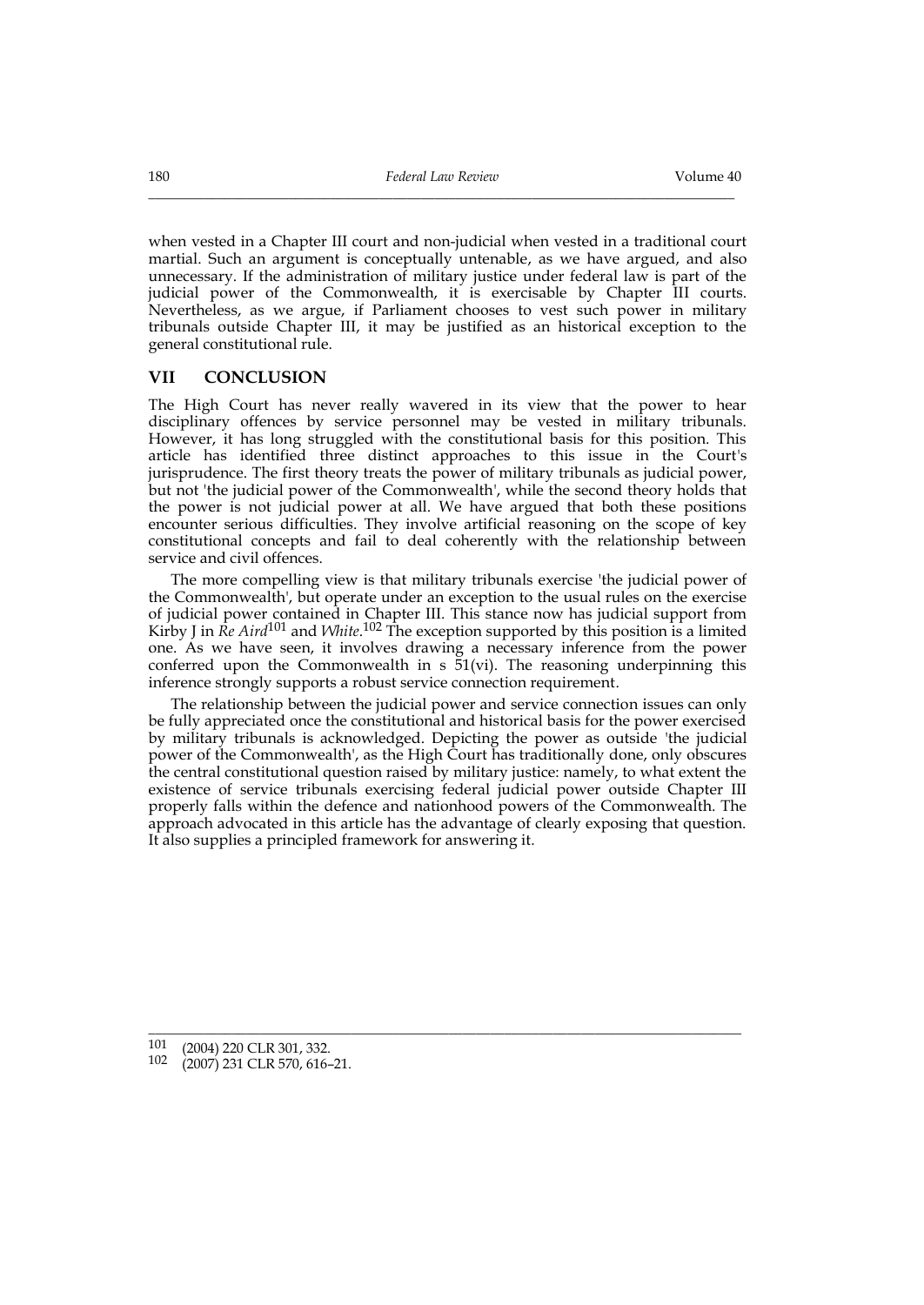when vested in a Chapter III court and non-judicial when vested in a traditional court martial. Such an argument is conceptually untenable, as we have argued, and also unnecessary. If the administration of military justice under federal law is part of the judicial power of the Commonwealth, it is exercisable by Chapter III courts. Nevertheless, as we argue, if Parliament chooses to vest such power in military tribunals outside Chapter III, it may be justified as an historical exception to the general constitutional rule.

## VII CONCLUSION

The High Court has never really wavered in its view that the power to hear disciplinary offences by service personnel may be vested in military tribunals. However, it has long struggled with the constitutional basis for this position. This article has identified three distinct approaches to this issue in the Court's jurisprudence. The first theory treats the power of military tribunals as judicial power, but not 'the judicial power of the Commonwealth', while the second theory holds that the power is not judicial power at all. We have argued that both these positions encounter serious difficulties. They involve artificial reasoning on the scope of key constitutional concepts and fail to deal coherently with the relationship between service and civil offences.

The more compelling view is that military tribunals exercise 'the judicial power of the Commonwealth', but operate under an exception to the usual rules on the exercise of judicial power contained in Chapter III. This stance now has judicial support from Kirby J in *Re Aird*[101] and *White*.[102] The exception supported by this position is a limited one. As we have seen, it involves drawing a necessary inference from the power conferred upon the Commonwealth in s 51(vi). The reasoning underpinning this inference strongly supports a robust service connection requirement.

The relationship between the judicial power and service connection issues can only be fully appreciated once the constitutional and historical basis for the power exercised by military tribunals is acknowledged. Depicting the power as outside 'the judicial power of the Commonwealth', as the High Court has traditionally done, only obscures the central constitutional question raised by military justice: namely, to what extent the existence of service tribunals exercising federal judicial power outside Chapter III properly falls within the defence and nationhood powers of the Commonwealth. The approach advocated in this article has the advantage of clearly exposing that question. It also supplies a principled framework for answering it.

---

101 (2004) 220 CLR 301, 332.

102 (2007) 231 CLR 570, 616–21.